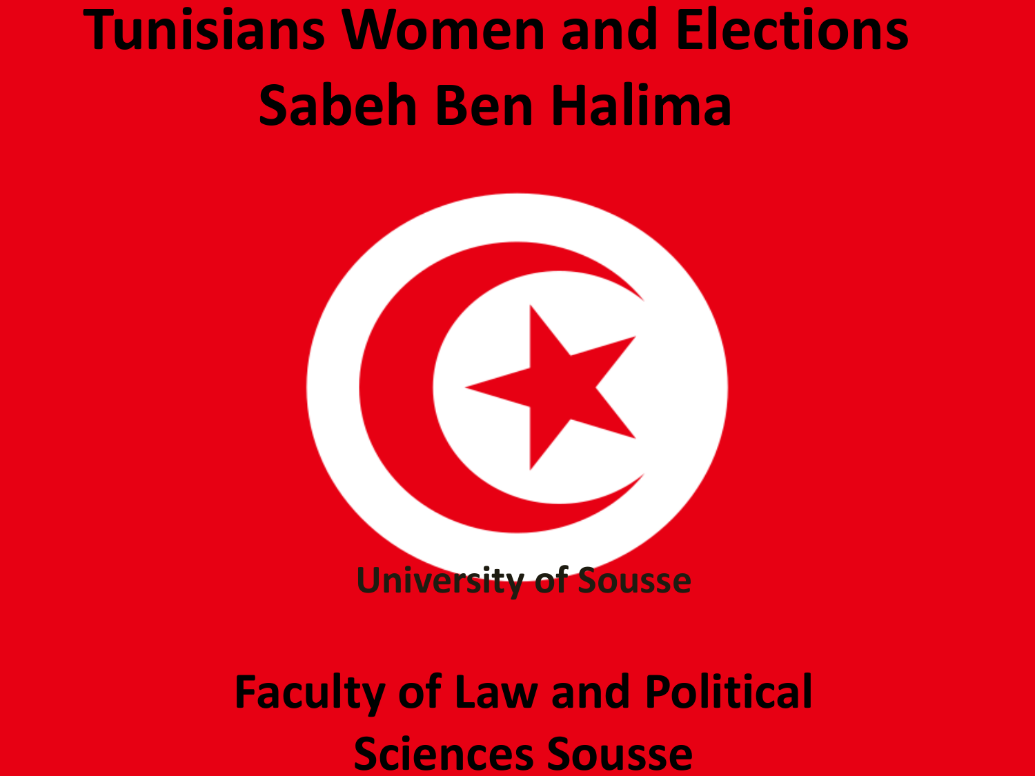# Tunisians Women and Elections

## Sabeh Ben Halima

University of Sousse

**Faculty of Law and Political Sciences Sousse**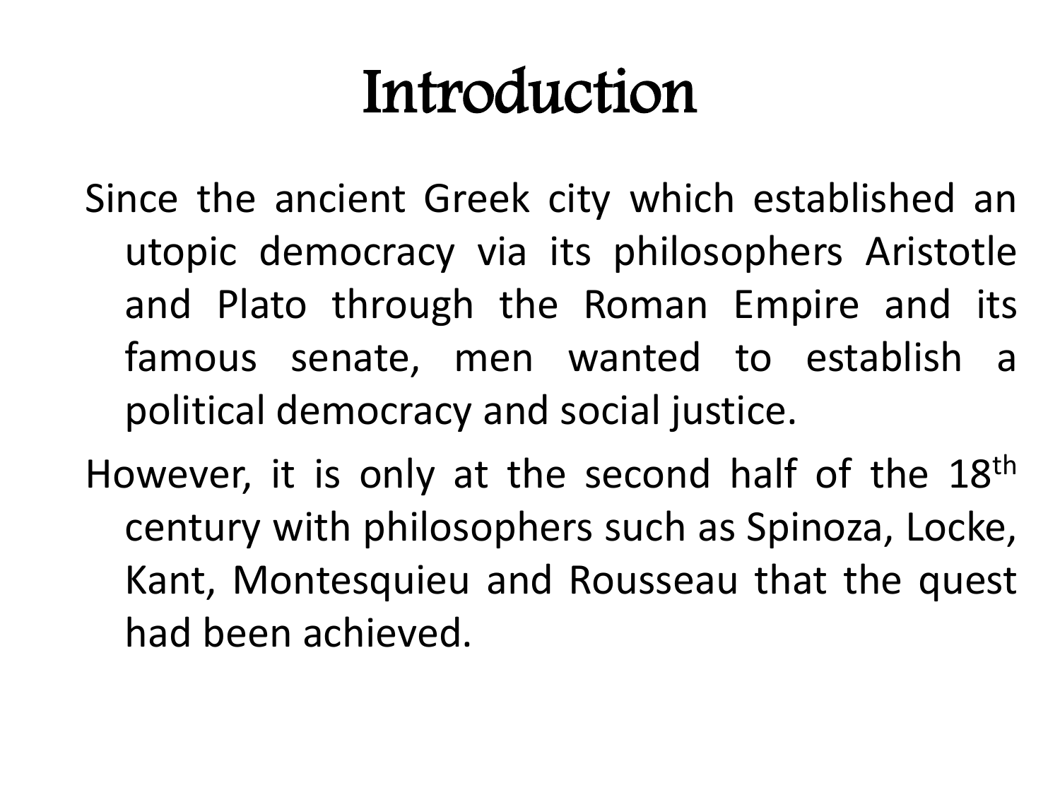# Introduction

Since the ancient Greek city which established an utopic democracy via its philosophers Aristotle and Plato through the Roman Empire and its famous senate, men wanted to establish a political democracy and social justice.

However, it is only at the second half of the 18th century with philosophers such as Spinoza, Locke, Kant, Montesquieu and Rousseau that the quest had been achieved.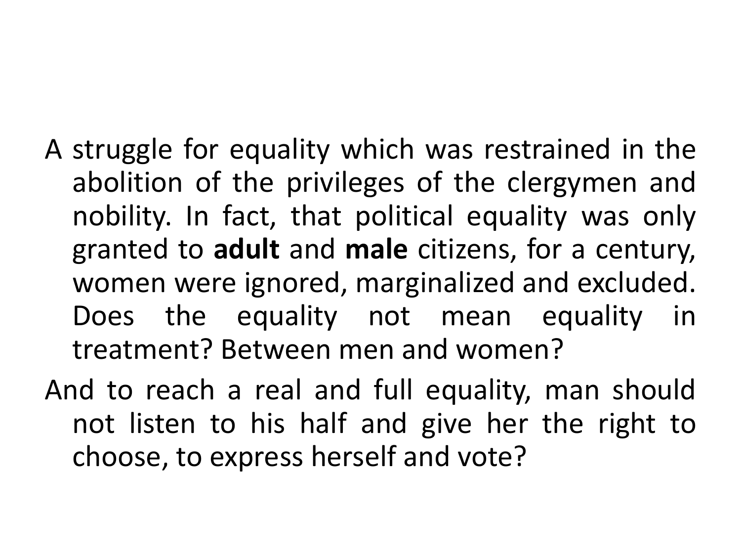A struggle for equality which was restrained in the abolition of the privileges of the clergymen and nobility. In fact, that political equality was only granted to **adult** and **male** citizens, for a century, women were ignored, marginalized and excluded. Does the equality not mean equality in treatment? Between men and women?

And to reach a real and full equality, man should not listen to his half and give her the right to choose, to express herself and vote?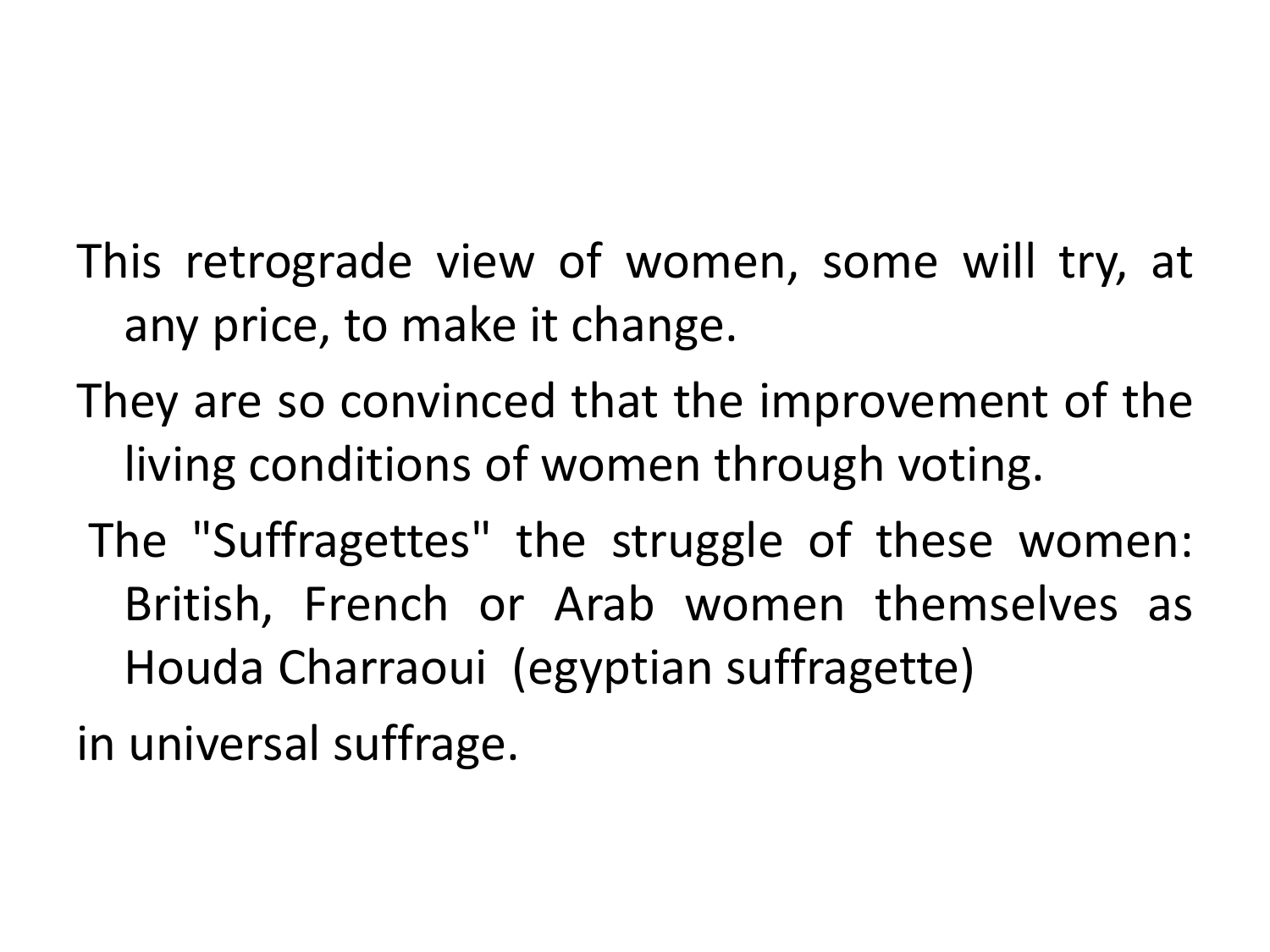This retrograde view of women, some will try, at any price, to make it change.

They are so convinced that the improvement of the living conditions of women through voting.

The "Suffragettes" the struggle of these women: British, French or Arab women themselves as Houda Charraoui (egyptian suffragette)

in universal suffrage.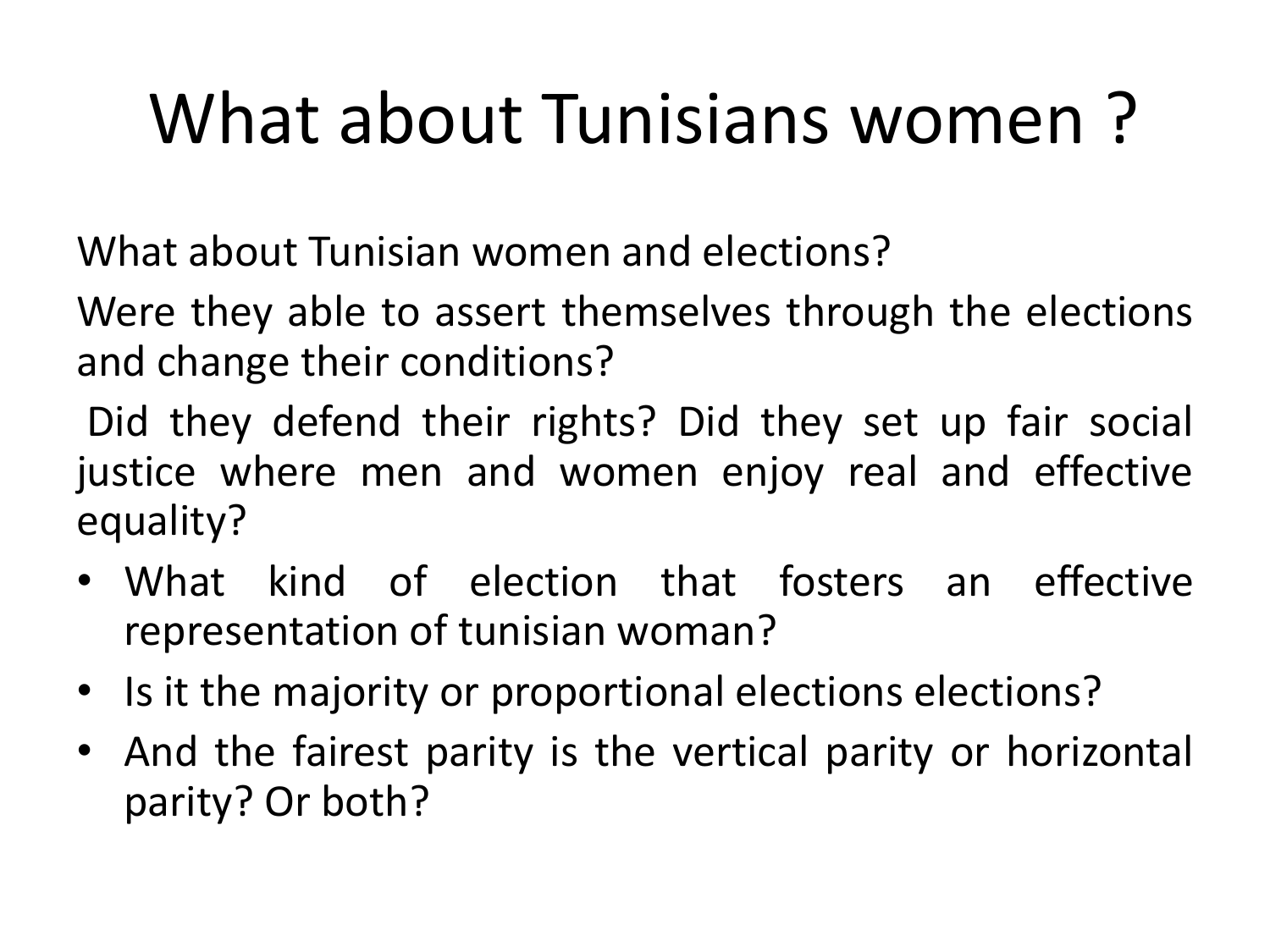# What about Tunisians women ?

What about Tunisian women and elections?

Were they able to assert themselves through the elections and change their conditions?

Did they defend their rights? Did they set up fair social justice where men and women enjoy real and effective equality?

- What kind of election that fosters an effective representation of tunisian woman?
- Is it the majority or proportional elections elections?
- And the fairest parity is the vertical parity or horizontal parity? Or both?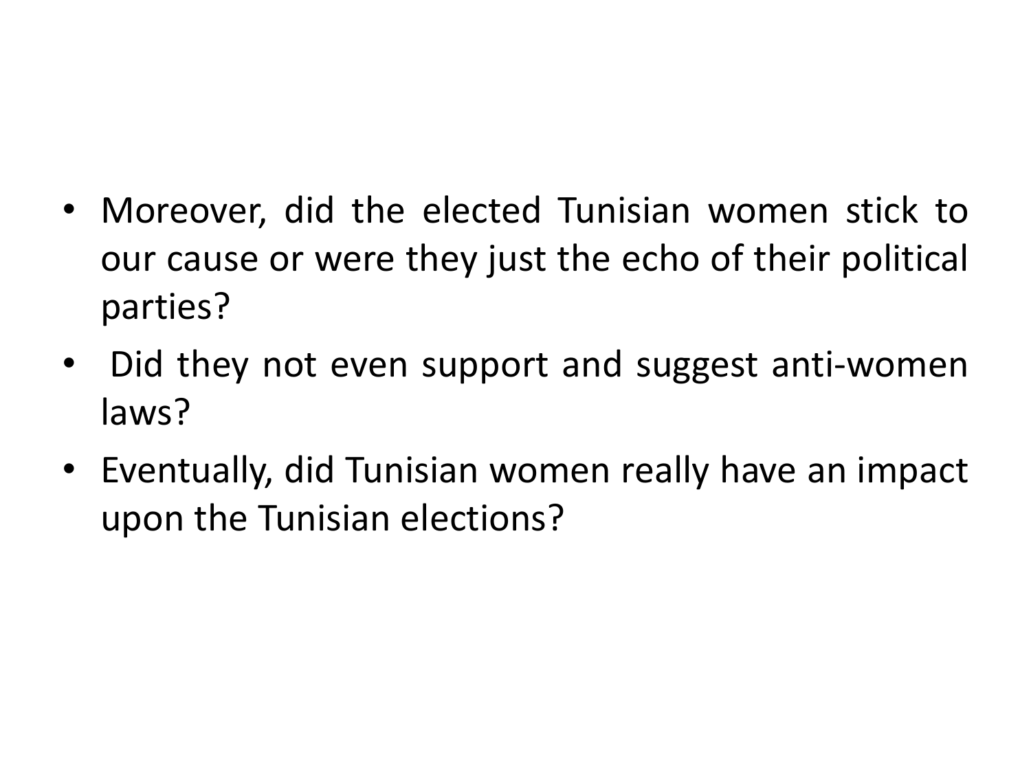- Moreover, did the elected Tunisian women stick to our cause or were they just the echo of their political parties?
- Did they not even support and suggest anti-women laws?
- Eventually, did Tunisian women really have an impact upon the Tunisian elections?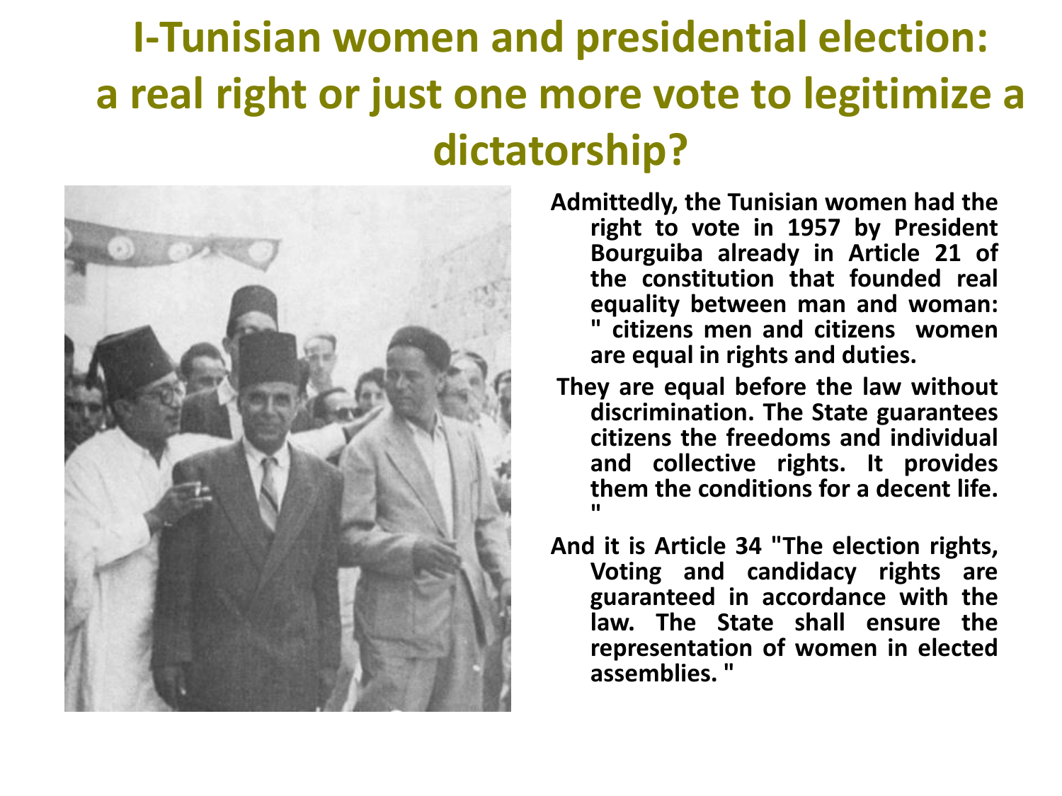# I-Tunisian women and presidential election: a real right or just one more vote to legitimize a dictatorship?

Admittedly, the Tunisian women had the right to vote in 1957 by President Bourguiba already in Article 21 of the constitution that founded real equality between man and woman: " citizens men and citizens women are equal in rights and duties.

They are equal before the law without discrimination. The State guarantees citizens the freedoms and individual and collective rights. It provides them the conditions for a decent life. "

And it is Article 34 "The election rights, Voting and candidacy rights are guaranteed in accordance with the law. The State shall ensure the representation of women in elected assemblies. "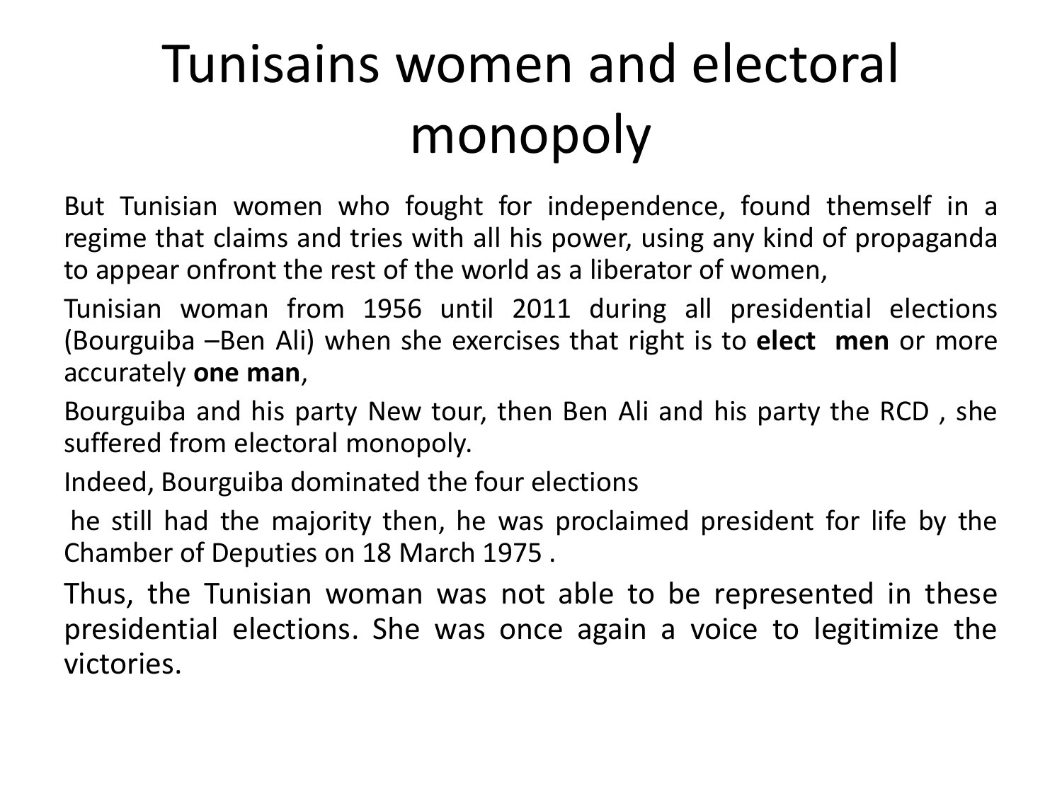# Tunisains women and electoral monopoly

But Tunisian women who fought for independence, found themself in a regime that claims and tries with all his power, using any kind of propaganda to appear onfront the rest of the world as a liberator of women,

Tunisian woman from 1956 until 2011 during all presidential elections (Bourguiba –Ben Ali) when she exercises that right is to **elect men** or more accurately **one man**,

Bourguiba and his party New tour, then Ben Ali and his party the RCD , she suffered from electoral monopoly.

Indeed, Bourguiba dominated the four elections

he still had the majority then, he was proclaimed president for life by the Chamber of Deputies on 18 March 1975 .

Thus, the Tunisian woman was not able to be represented in these presidential elections. She was once again a voice to legitimize the victories.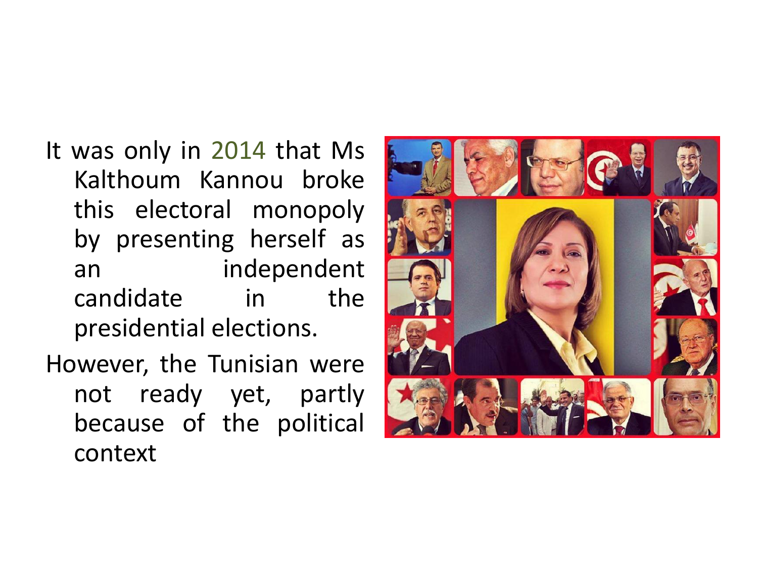It was only in 2014 that Ms Kalthoum Kannou broke this electoral monopoly by presenting herself as an independent candidate in the presidential elections.

However, the Tunisian were not ready yet, partly because of the political context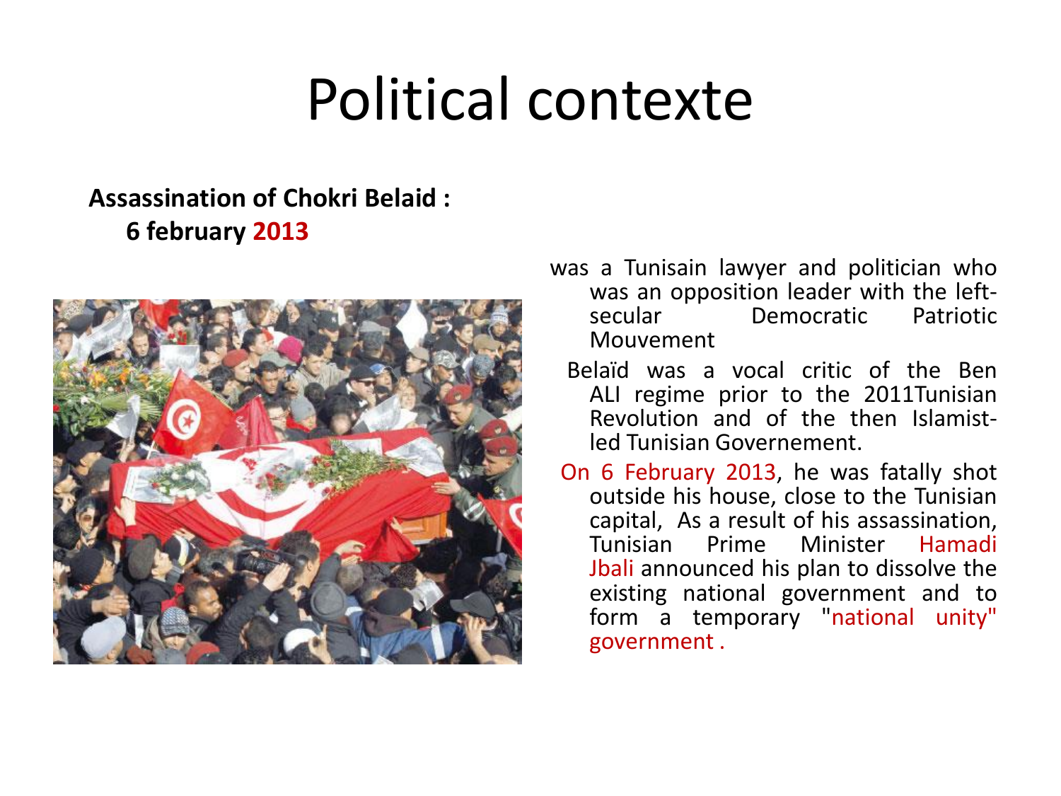# Political contexte

**Assassination of Chokri Belaid :**
**6 february 2013**

was a Tunisain lawyer and politician who was an opposition leader with the left-secular Democratic Patriotic Mouvement

Belaïd was a vocal critic of the Ben ALI regime prior to the 2011Tunisian Revolution and of the then Islamist-led Tunisian Governement.

On 6 February 2013, he was fatally shot outside his house, close to the Tunisian capital, As a result of his assassination, Tunisian Prime Minister Hamadi Jbali announced his plan to dissolve the existing national government and to form a temporary "national unity" government .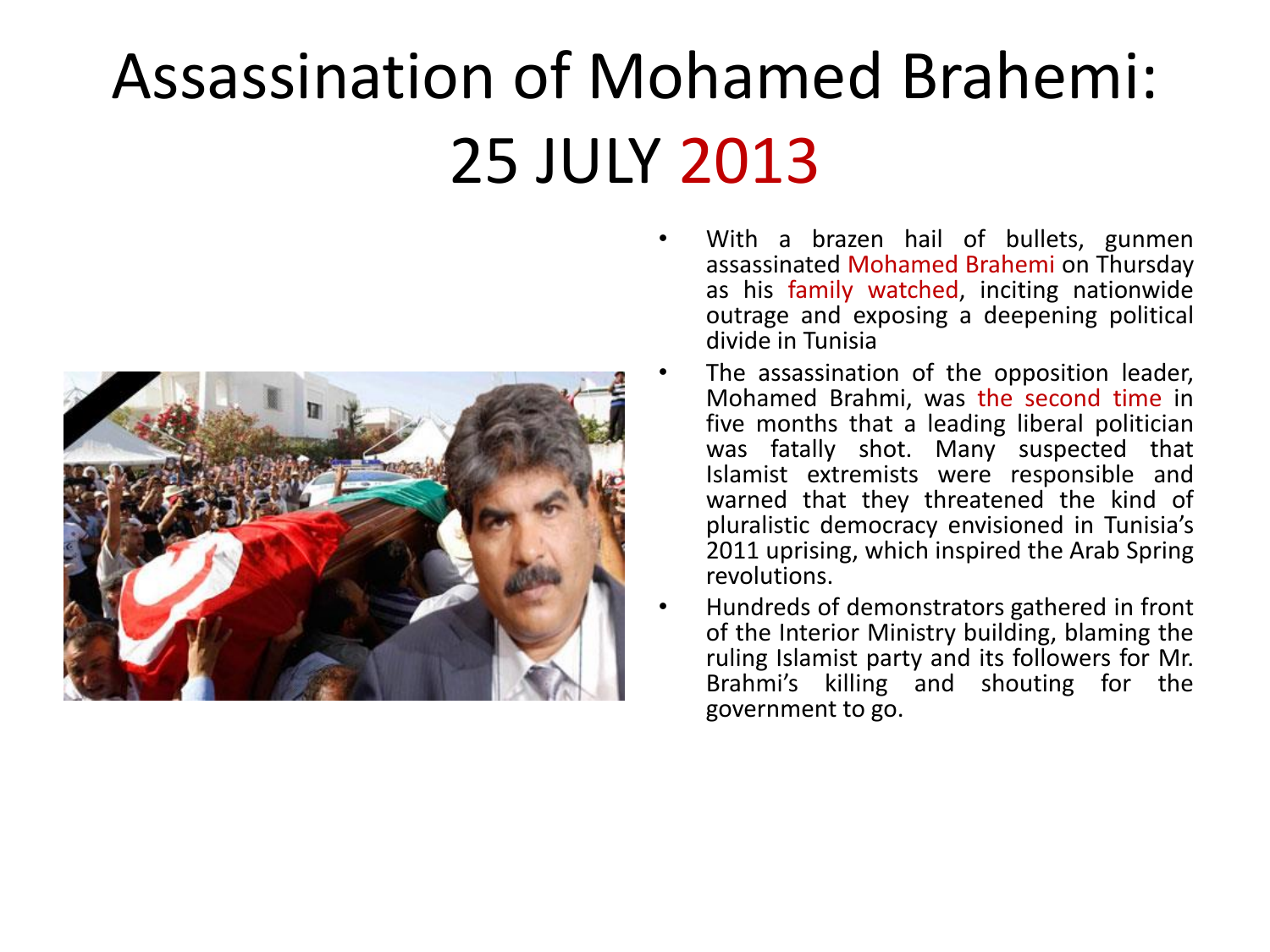# Assassination of Mohamed Brahemi: 25 JULY 2013

- With a brazen hail of bullets, gunmen assassinated Mohamed Brahemi on Thursday as his family watched, inciting nationwide outrage and exposing a deepening political divide in Tunisia
- The assassination of the opposition leader, Mohamed Brahmi, was the second time in five months that a leading liberal politician was fatally shot. Many suspected that Islamist extremists were responsible and warned that they threatened the kind of pluralistic democracy envisioned in Tunisia's 2011 uprising, which inspired the Arab Spring revolutions.
- Hundreds of demonstrators gathered in front of the Interior Ministry building, blaming the ruling Islamist party and its followers for Mr. Brahmi's killing and shouting for the government to go.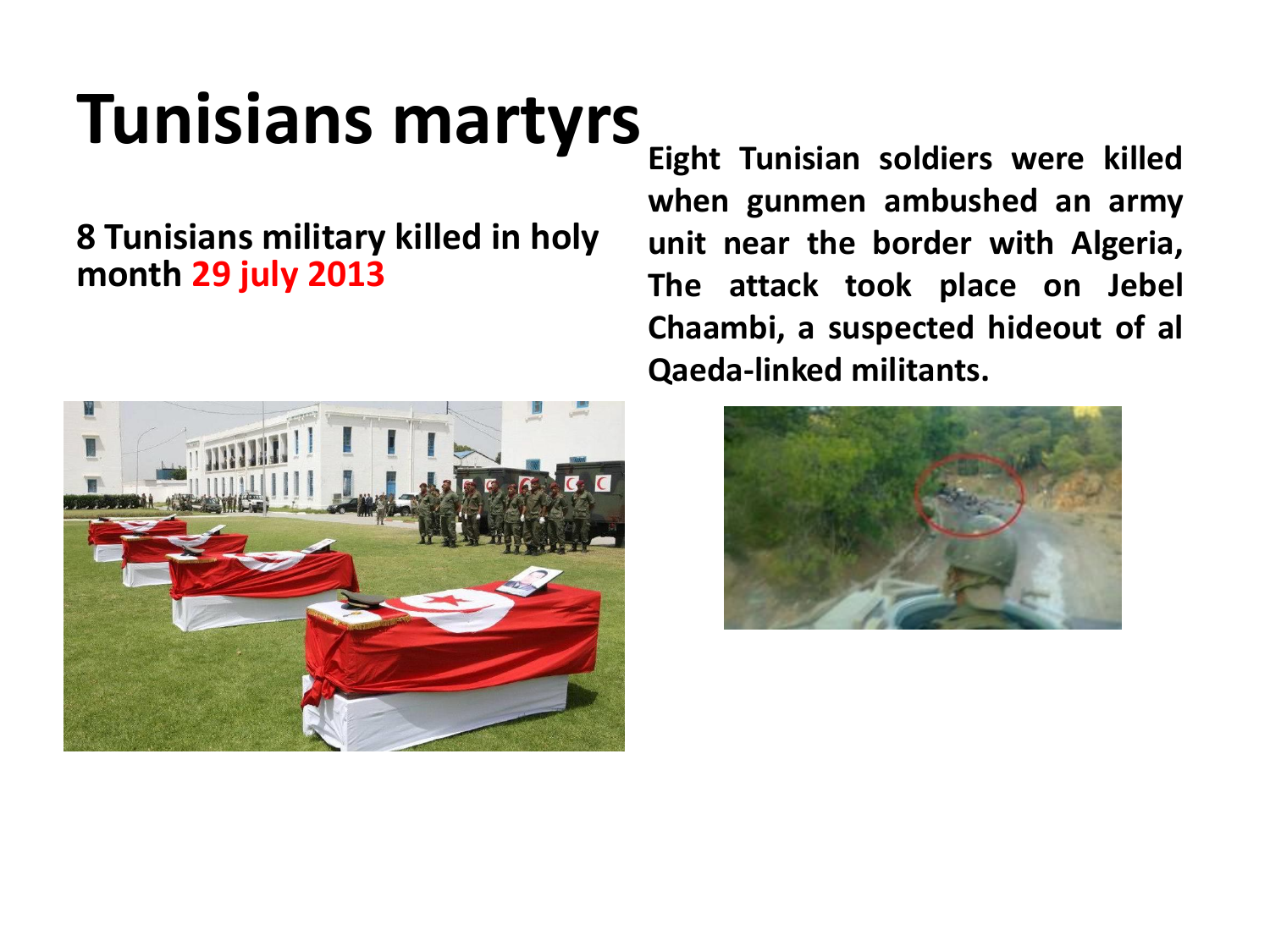# Tunisians martyrs

**8 Tunisians military killed in holy month 29 july 2013**

**Eight Tunisian soldiers were killed when gunmen ambushed an army unit near the border with Algeria, The attack took place on Jebel Chaambi, a suspected hideout of al Qaeda-linked militants.**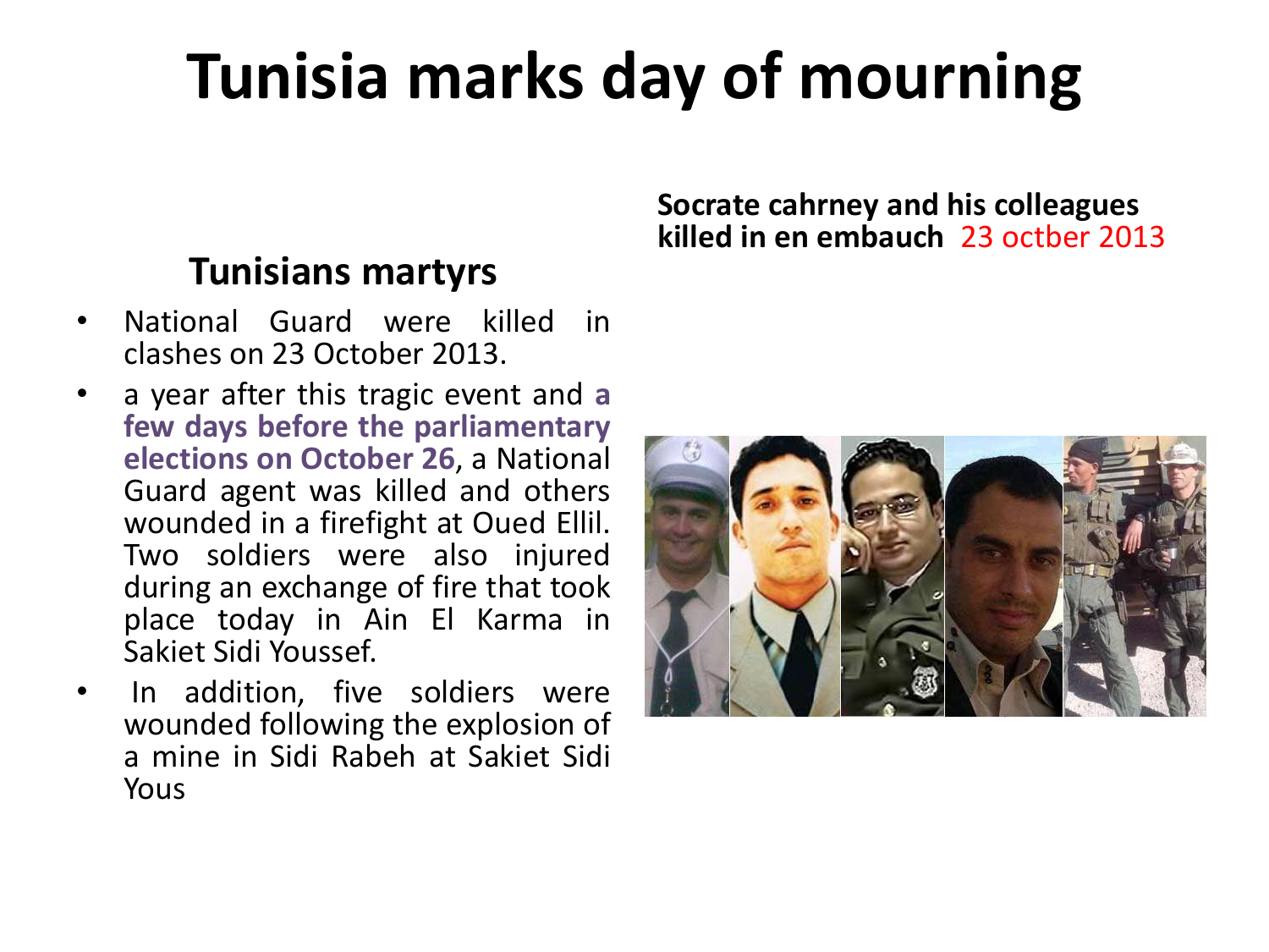# Tunisia marks day of mourning

## Tunisians martyrs

- National Guard were killed in clashes on 23 October 2013.
- a year after this tragic event and **a few days before the parliamentary elections on October 26**, a National Guard agent was killed and others wounded in a firefight at Oued Ellil. Two soldiers were also injured during an exchange of fire that took place today in Ain El Karma in Sakiet Sidi Youssef.
- In addition, five soldiers were wounded following the explosion of a mine in Sidi Rabeh at Sakiet Sidi Yous

**Socrate cahrney and his colleagues killed in en embauch** 23 octber 2013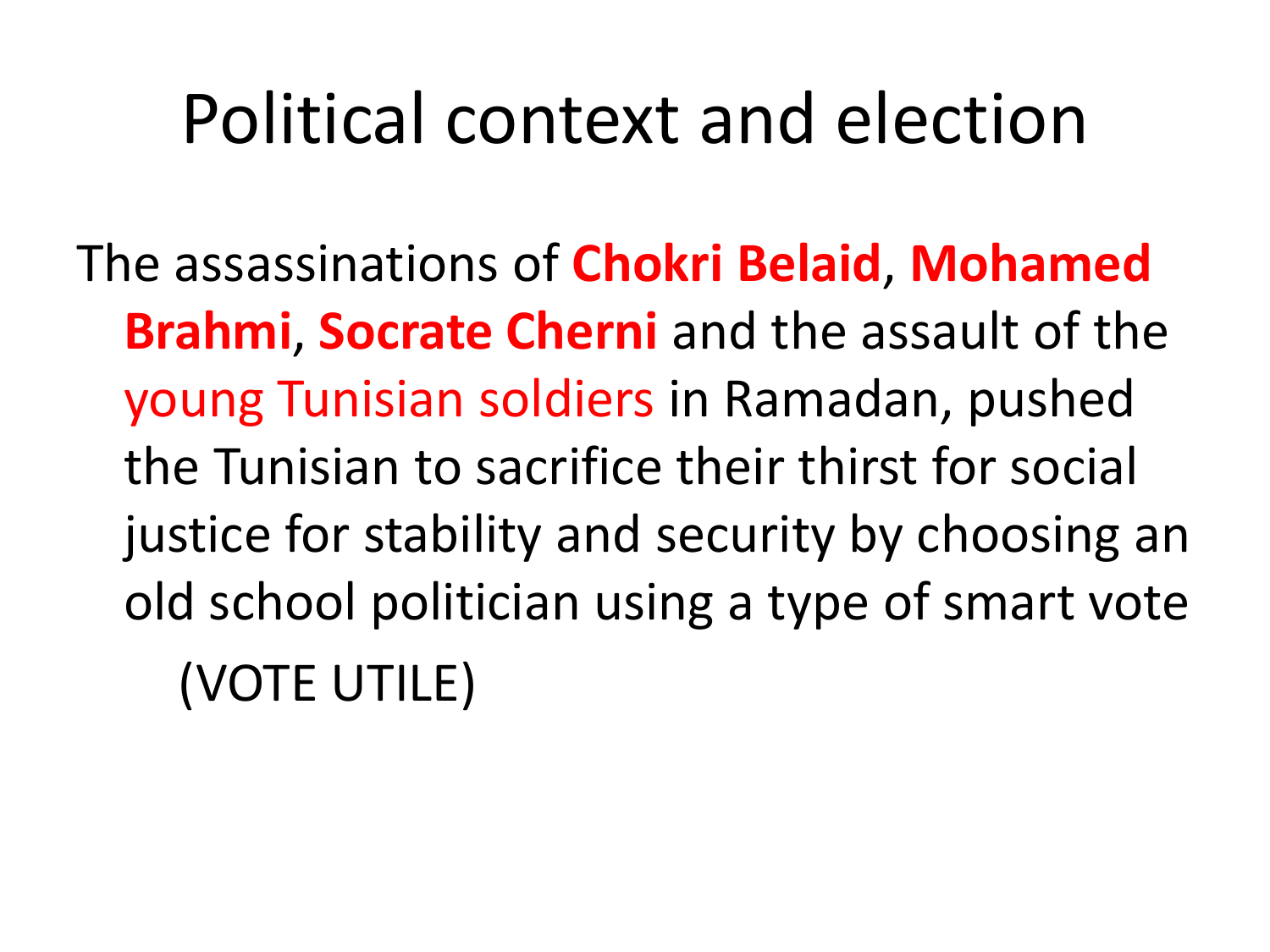# Political context and election

The assassinations of **Chokri Belaid**, **Mohamed Brahmi**, **Socrate Cherni** and the assault of the young Tunisian soldiers in Ramadan, pushed the Tunisian to sacrifice their thirst for social justice for stability and security by choosing an old school politician using a type of smart vote (VOTE UTILE)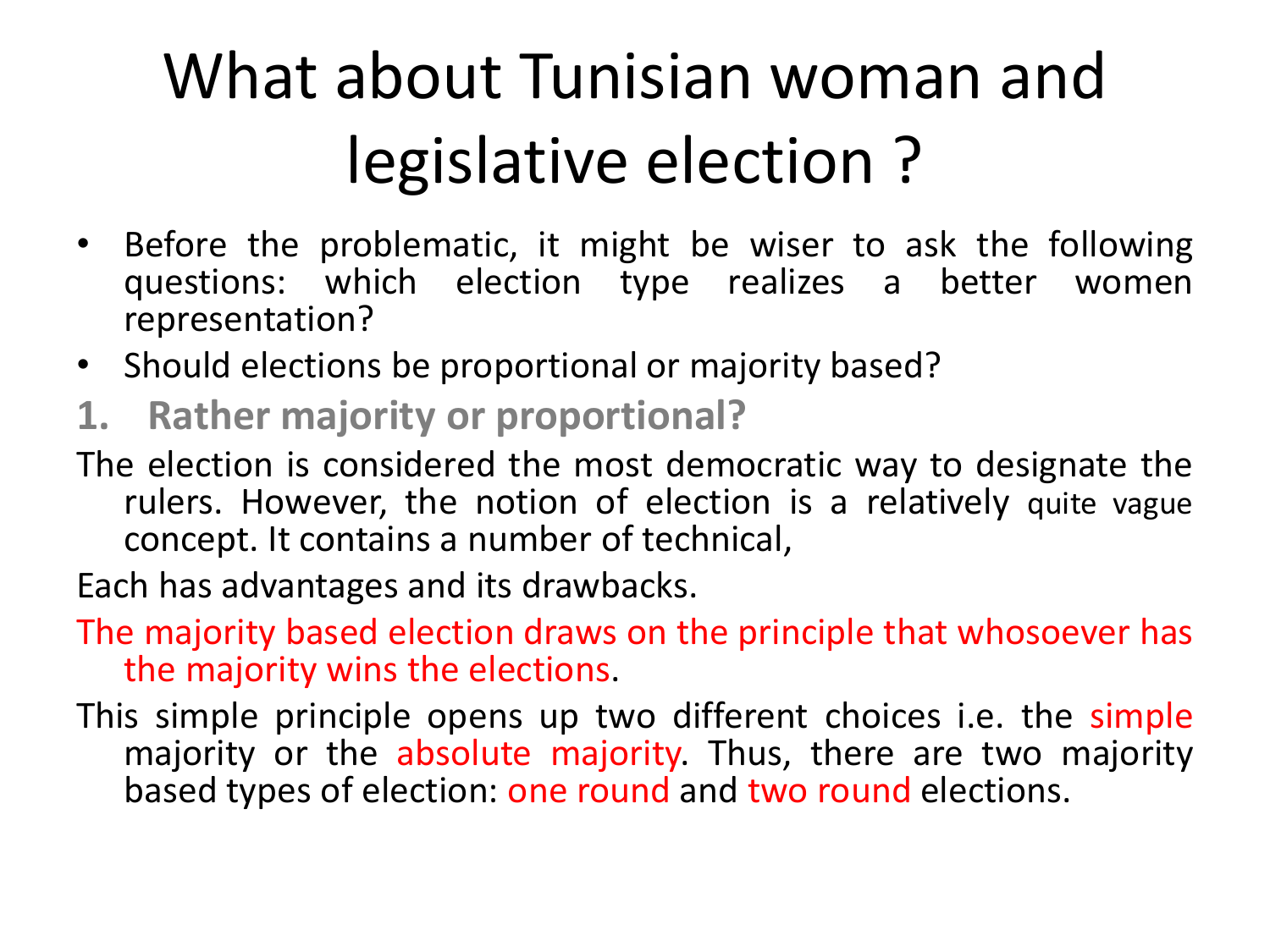# What about Tunisian woman and legislative election ?

- Before the problematic, it might be wiser to ask the following questions: which election type realizes a better women representation?
- Should elections be proportional or majority based?

## 1. Rather majority or proportional?

The election is considered the most democratic way to designate the rulers. However, the notion of election is a relatively quite vague concept. It contains a number of technical,

Each has advantages and its drawbacks.

The majority based election draws on the principle that whosoever has the majority wins the elections.

This simple principle opens up two different choices i.e. the simple majority or the absolute majority. Thus, there are two majority based types of election: one round and two round elections.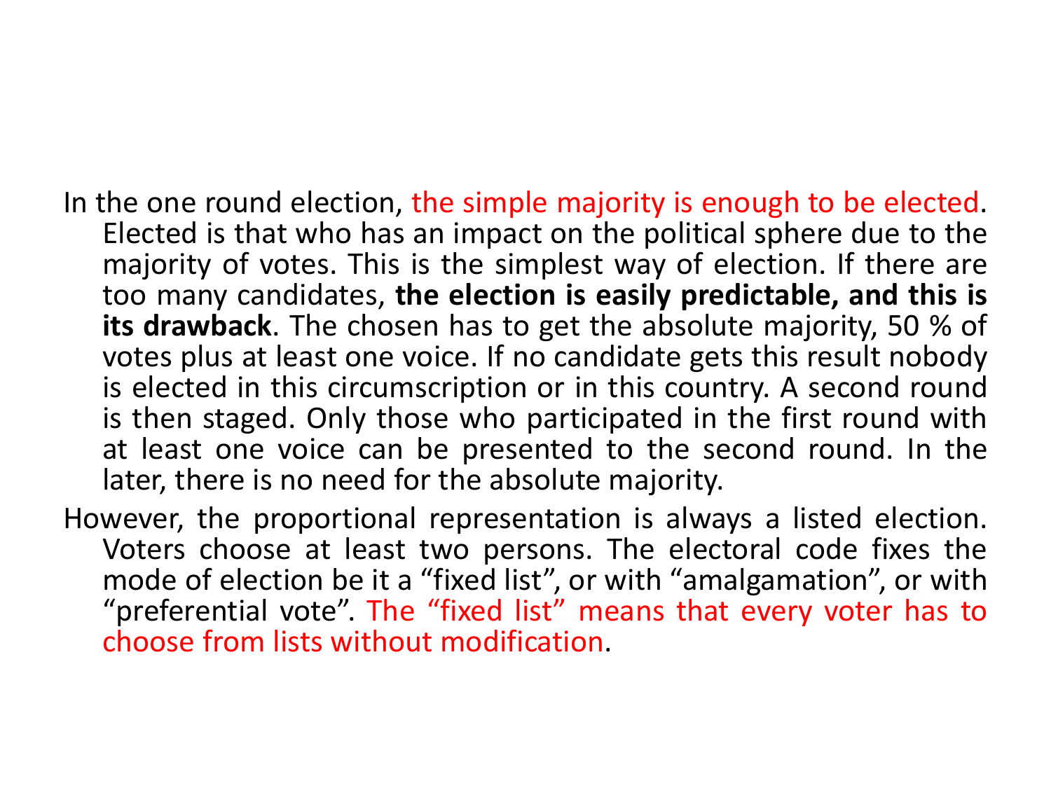In the one round election, the simple majority is enough to be elected. Elected is that who has an impact on the political sphere due to the majority of votes. This is the simplest way of election. If there are too many candidates, **the election is easily predictable, and this is its drawback**. The chosen has to get the absolute majority, 50 % of votes plus at least one voice. If no candidate gets this result nobody is elected in this circumscription or in this country. A second round is then staged. Only those who participated in the first round with at least one voice can be presented to the second round. In the later, there is no need for the absolute majority.

However, the proportional representation is always a listed election. Voters choose at least two persons. The electoral code fixes the mode of election be it a "fixed list", or with "amalgamation", or with "preferential vote". The "fixed list" means that every voter has to choose from lists without modification.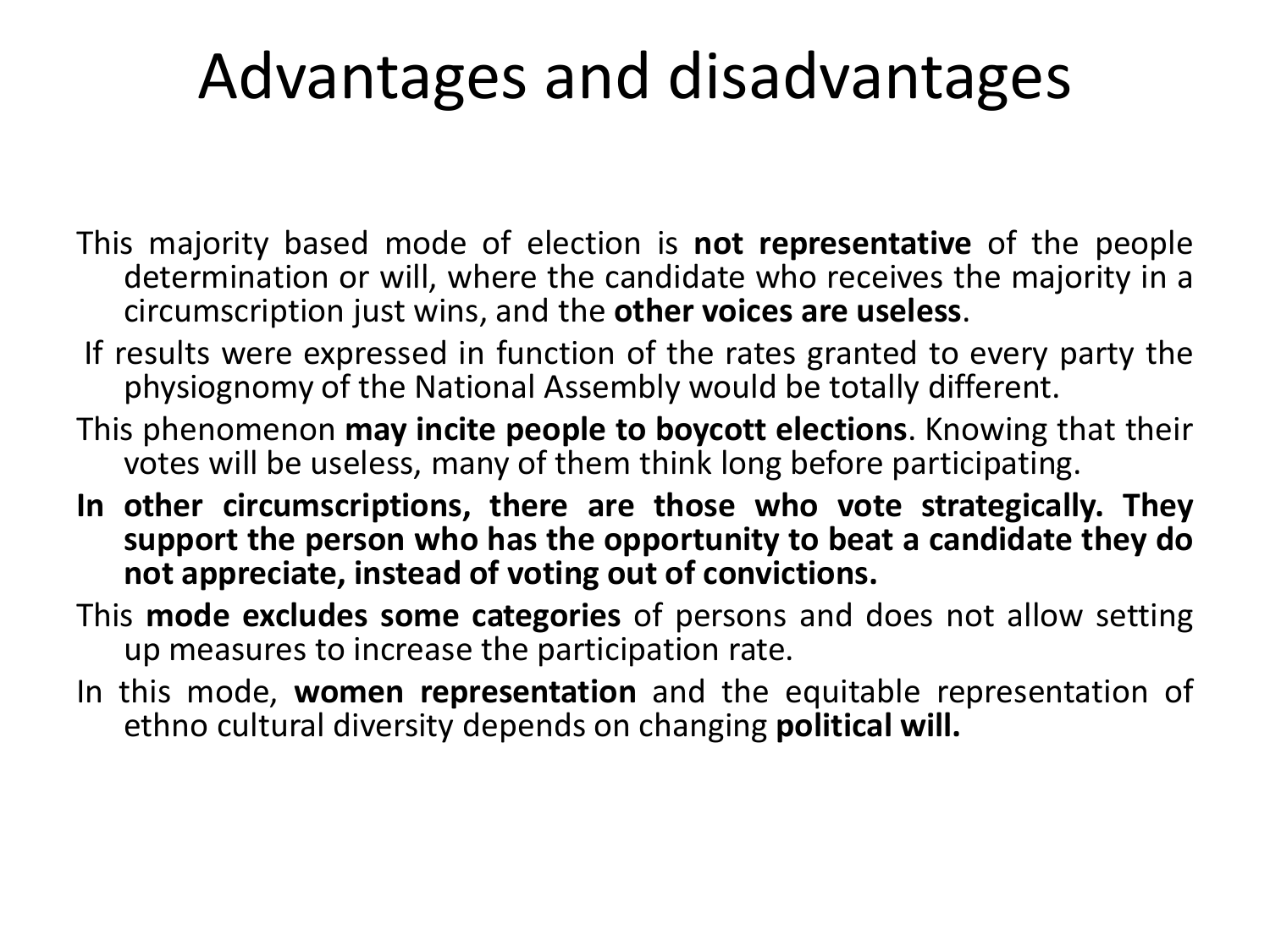# Advantages and disadvantages

This majority based mode of election is **not representative** of the people determination or will, where the candidate who receives the majority in a circumscription just wins, and the **other voices are useless**.

If results were expressed in function of the rates granted to every party the physiognomy of the National Assembly would be totally different.

This phenomenon **may incite people to boycott elections**. Knowing that their votes will be useless, many of them think long before participating.

**In other circumscriptions, there are those who vote strategically. They support the person who has the opportunity to beat a candidate they do not appreciate, instead of voting out of convictions.**

This **mode excludes some categories** of persons and does not allow setting up measures to increase the participation rate.

In this mode, **women representation** and the equitable representation of ethno cultural diversity depends on changing **political will.**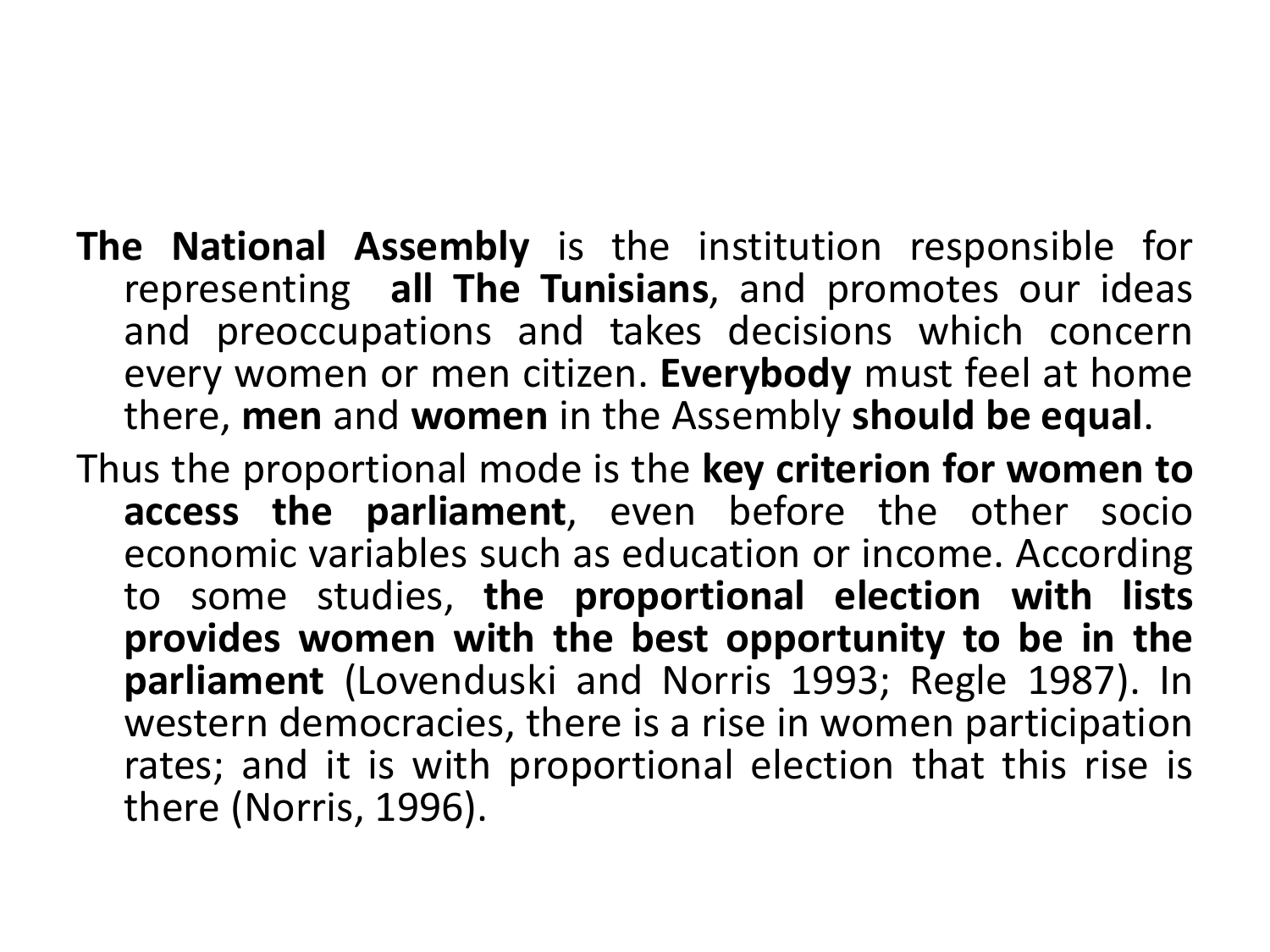**The National Assembly** is the institution responsible for representing **all The Tunisians**, and promotes our ideas and preoccupations and takes decisions which concern every women or men citizen. **Everybody** must feel at home there, **men** and **women** in the Assembly **should be equal**.

Thus the proportional mode is the **key criterion for women to access the parliament**, even before the other socio economic variables such as education or income. According to some studies, **the proportional election with lists provides women with the best opportunity to be in the parliament** (Lovenduski and Norris 1993; Regle 1987). In western democracies, there is a rise in women participation rates; and it is with proportional election that this rise is there (Norris, 1996).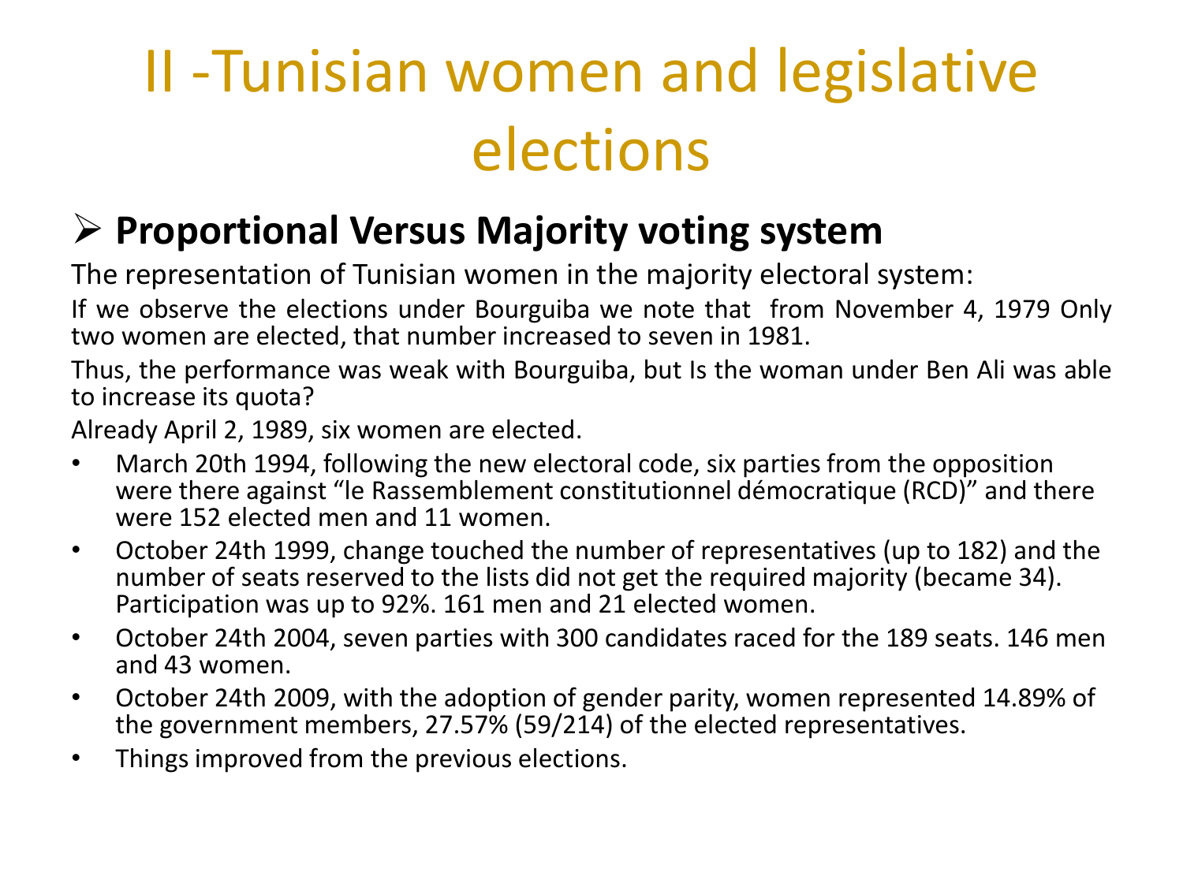# II -Tunisian women and legislative elections

## ➢ Proportional Versus Majority voting system

The representation of Tunisian women in the majority electoral system:

If we observe the elections under Bourguiba we note that from November 4, 1979 Only two women are elected, that number increased to seven in 1981.

Thus, the performance was weak with Bourguiba, but Is the woman under Ben Ali was able to increase its quota?

Already April 2, 1989, six women are elected.

- March 20th 1994, following the new electoral code, six parties from the opposition were there against "le Rassemblement constitutionnel démocratique (RCD)" and there were 152 elected men and 11 women.
- October 24th 1999, change touched the number of representatives (up to 182) and the number of seats reserved to the lists did not get the required majority (became 34). Participation was up to 92%. 161 men and 21 elected women.
- October 24th 2004, seven parties with 300 candidates raced for the 189 seats. 146 men and 43 women.
- October 24th 2009, with the adoption of gender parity, women represented 14.89% of the government members, 27.57% (59/214) of the elected representatives.
- Things improved from the previous elections.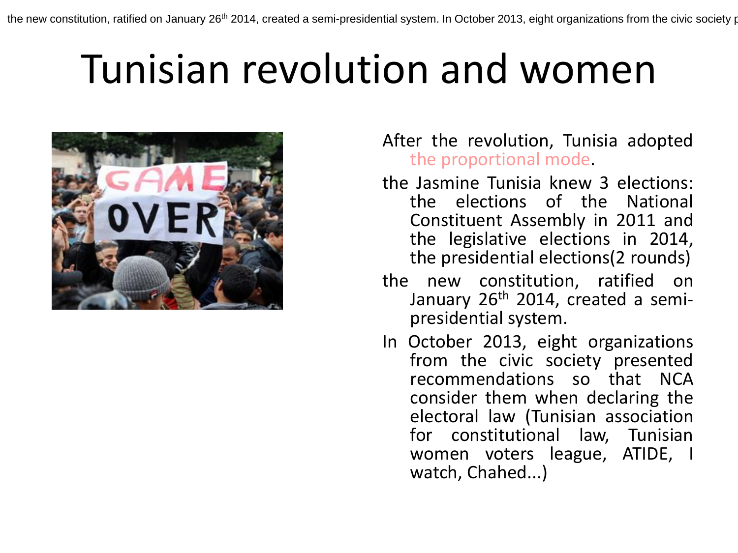# Tunisian revolution and women

- After the revolution, Tunisia adopted the proportional mode.
- the Jasmine Tunisia knew 3 elections: the elections of the National Constituent Assembly in 2011 and the legislative elections in 2014, the presidential elections(2 rounds)
- the new constitution, ratified on January 26th 2014, created a semi-presidential system.
- In October 2013, eight organizations from the civic society presented recommendations so that NCA consider them when declaring the electoral law (Tunisian association for constitutional law, Tunisian women voters league, ATIDE, I watch, Chahed...)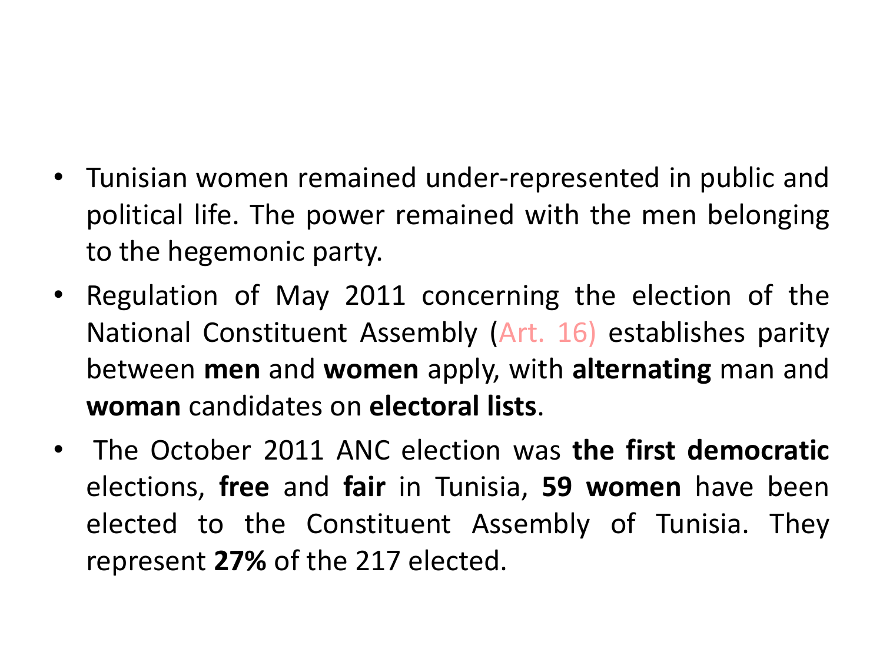- Tunisian women remained under-represented in public and political life. The power remained with the men belonging to the hegemonic party.
- Regulation of May 2011 concerning the election of the National Constituent Assembly (Art. 16) establishes parity between **men** and **women** apply, with **alternating** man and **woman** candidates on **electoral lists**.
- The October 2011 ANC election was **the first democratic** elections, **free** and **fair** in Tunisia, **59 women** have been elected to the Constituent Assembly of Tunisia. They represent **27%** of the 217 elected.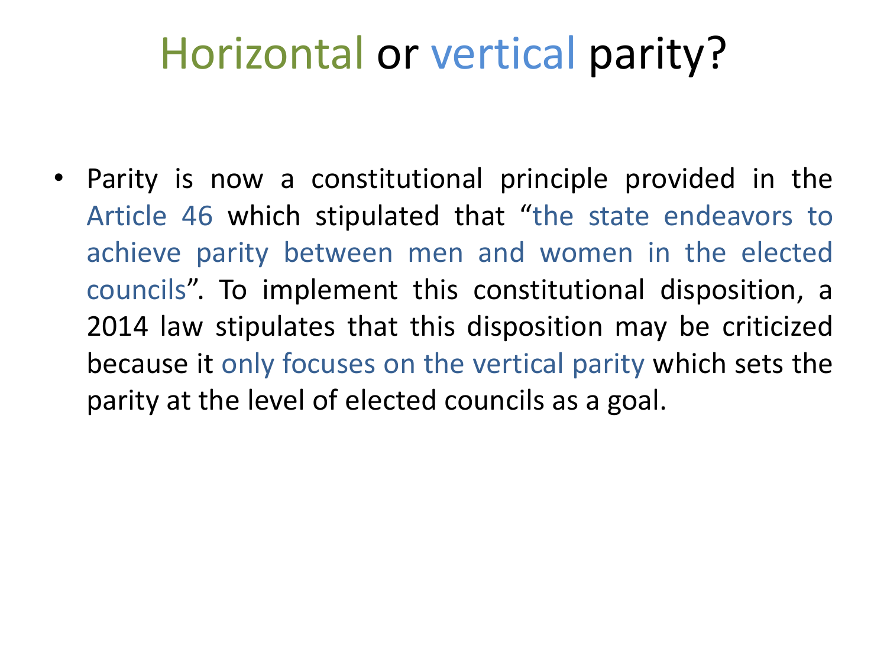# Horizontal or vertical parity?

- Parity is now a constitutional principle provided in the Article 46 which stipulated that "the state endeavors to achieve parity between men and women in the elected councils". To implement this constitutional disposition, a 2014 law stipulates that this disposition may be criticized because it only focuses on the vertical parity which sets the parity at the level of elected councils as a goal.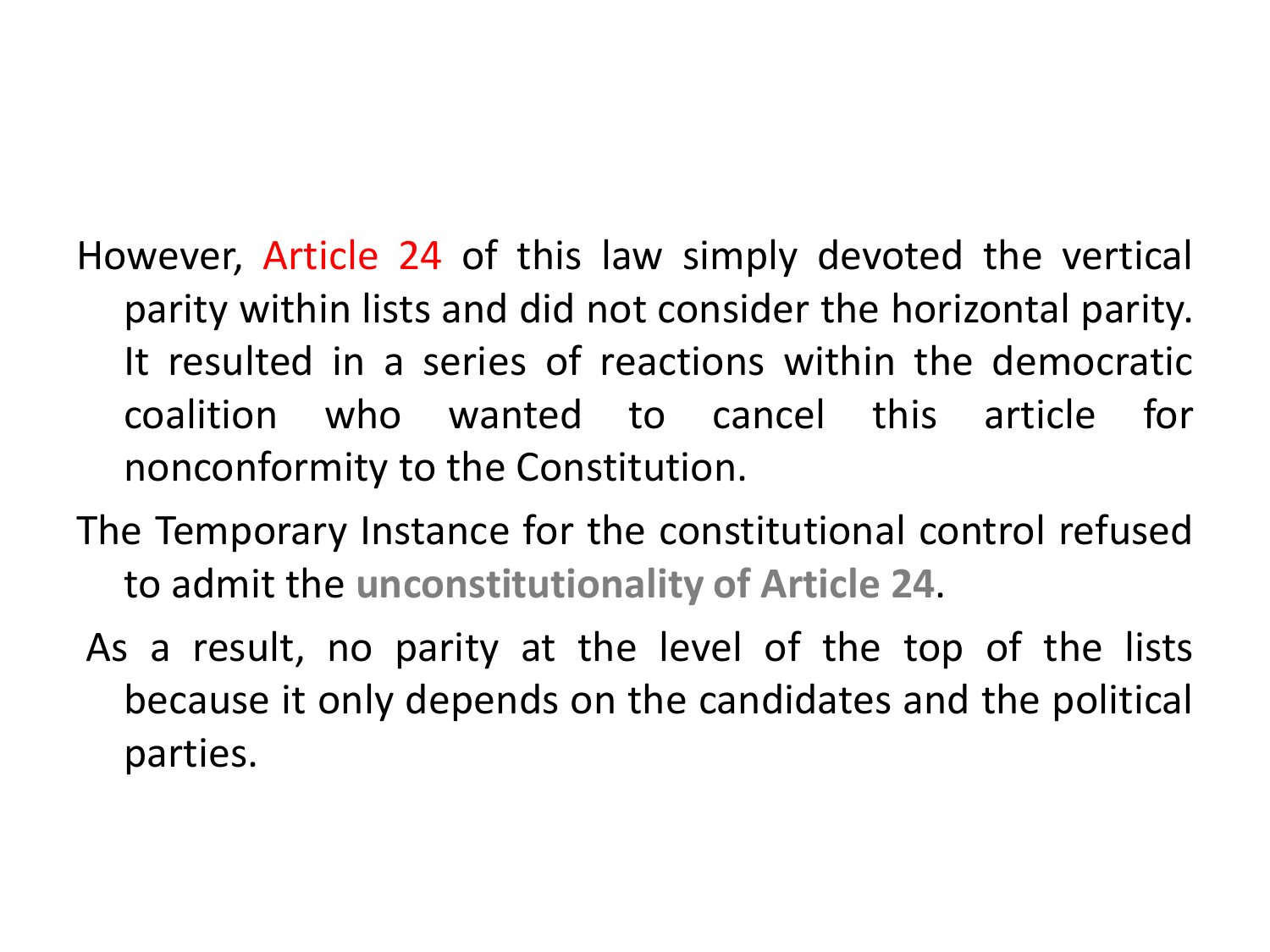However, Article 24 of this law simply devoted the vertical parity within lists and did not consider the horizontal parity. It resulted in a series of reactions within the democratic coalition who wanted to cancel this article for nonconformity to the Constitution.

The Temporary Instance for the constitutional control refused to admit the **unconstitutionality of Article 24**.

As a result, no parity at the level of the top of the lists because it only depends on the candidates and the political parties.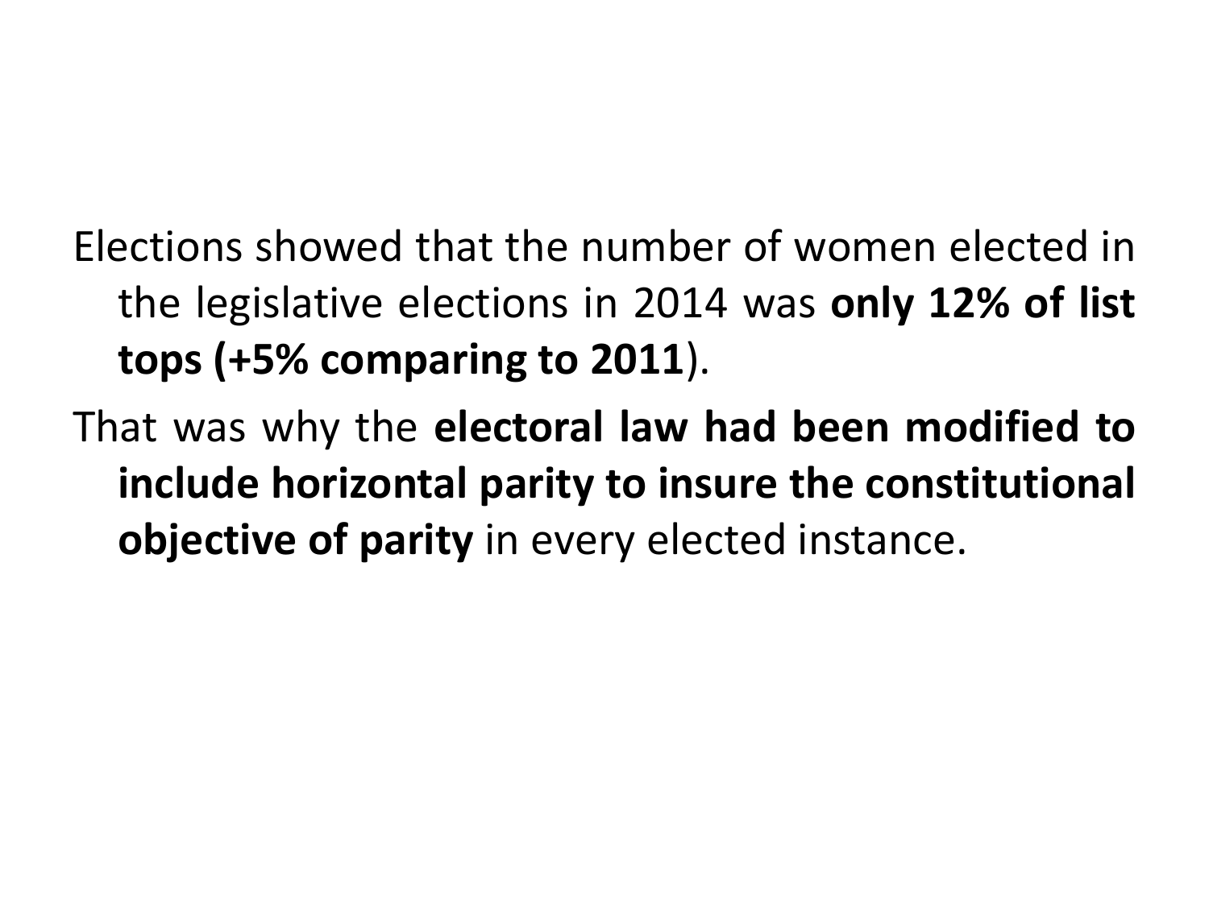Elections showed that the number of women elected in the legislative elections in 2014 was **only 12% of list tops (+5% comparing to 2011**).

That was why the **electoral law had been modified to include horizontal parity to insure the constitutional objective of parity** in every elected instance.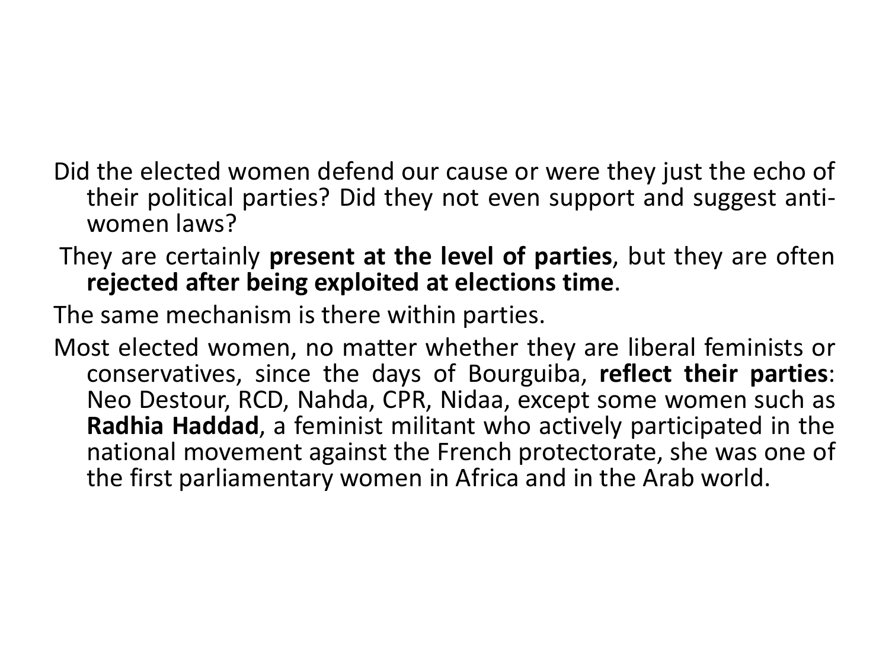Did the elected women defend our cause or were they just the echo of their political parties? Did they not even support and suggest anti-women laws?

They are certainly **present at the level of parties**, but they are often **rejected after being exploited at elections time**.

The same mechanism is there within parties.

Most elected women, no matter whether they are liberal feminists or conservatives, since the days of Bourguiba, **reflect their parties**: Neo Destour, RCD, Nahda, CPR, Nidaa, except some women such as **Radhia Haddad**, a feminist militant who actively participated in the national movement against the French protectorate, she was one of the first parliamentary women in Africa and in the Arab world.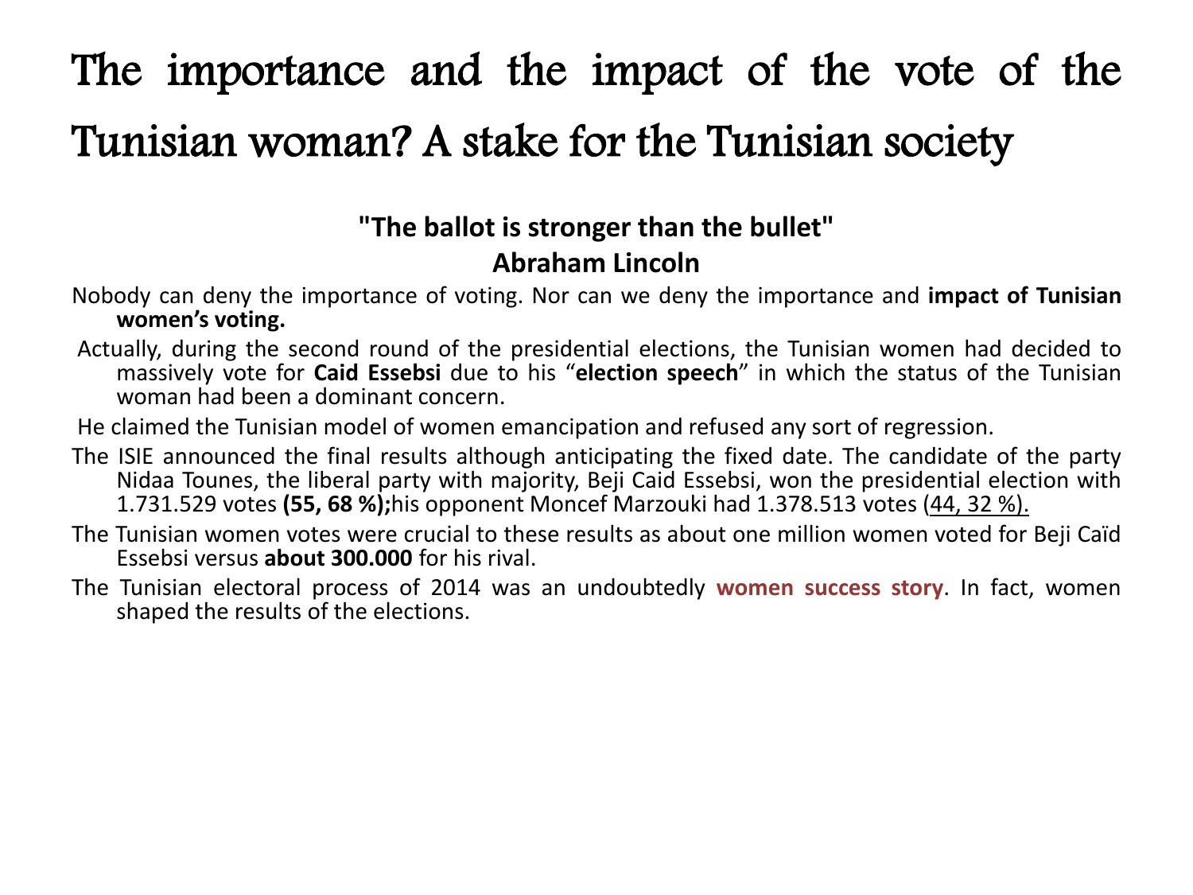# The importance and the impact of the vote of the Tunisian woman? A stake for the Tunisian society

**"The ballot is stronger than the bullet"**
**Abraham Lincoln**

Nobody can deny the importance of voting. Nor can we deny the importance and **impact of Tunisian women's voting.**

Actually, during the second round of the presidential elections, the Tunisian women had decided to massively vote for **Caid Essebsi** due to his "**election speech**" in which the status of the Tunisian woman had been a dominant concern.

He claimed the Tunisian model of women emancipation and refused any sort of regression.

The ISIE announced the final results although anticipating the fixed date. The candidate of the party Nidaa Tounes, the liberal party with majority, Beji Caid Essebsi, won the presidential election with 1.731.529 votes **(55, 68 %);**his opponent Moncef Marzouki had 1.378.513 votes (44, 32 %).

The Tunisian women votes were crucial to these results as about one million women voted for Beji Caïd Essebsi versus **about 300.000** for his rival.

The Tunisian electoral process of 2014 was an undoubtedly **women success story**. In fact, women shaped the results of the elections.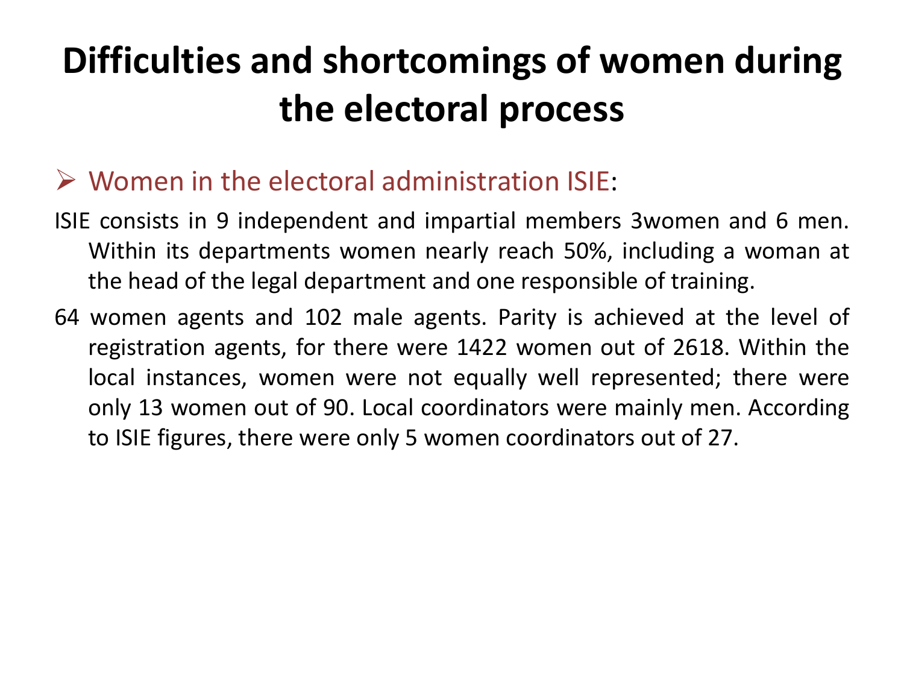# Difficulties and shortcomings of women during the electoral process

- Women in the electoral administration ISIE:

ISIE consists in 9 independent and impartial members 3women and 6 men. Within its departments women nearly reach 50%, including a woman at the head of the legal department and one responsible of training.

64 women agents and 102 male agents. Parity is achieved at the level of registration agents, for there were 1422 women out of 2618. Within the local instances, women were not equally well represented; there were only 13 women out of 90. Local coordinators were mainly men. According to ISIE figures, there were only 5 women coordinators out of 27.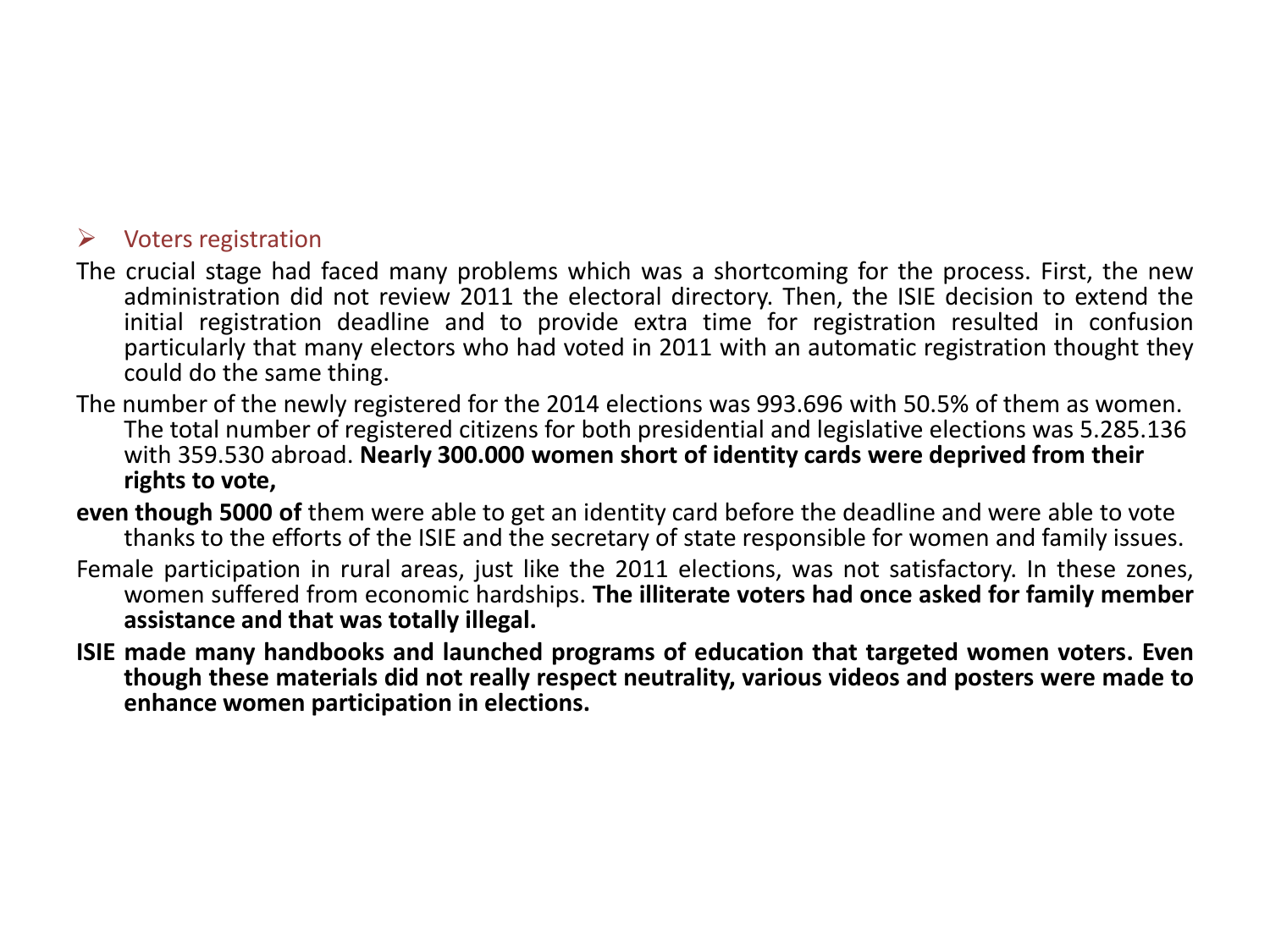- Voters registration

The crucial stage had faced many problems which was a shortcoming for the process. First, the new administration did not review 2011 the electoral directory. Then, the ISIE decision to extend the initial registration deadline and to provide extra time for registration resulted in confusion particularly that many electors who had voted in 2011 with an automatic registration thought they could do the same thing.

The number of the newly registered for the 2014 elections was 993.696 with 50.5% of them as women. The total number of registered citizens for both presidential and legislative elections was 5.285.136 with 359.530 abroad. **Nearly 300.000 women short of identity cards were deprived from their rights to vote,**

**even though 5000 of** them were able to get an identity card before the deadline and were able to vote thanks to the efforts of the ISIE and the secretary of state responsible for women and family issues.

Female participation in rural areas, just like the 2011 elections, was not satisfactory. In these zones, women suffered from economic hardships. **The illiterate voters had once asked for family member assistance and that was totally illegal.**

**ISIE made many handbooks and launched programs of education that targeted women voters. Even though these materials did not really respect neutrality, various videos and posters were made to enhance women participation in elections.**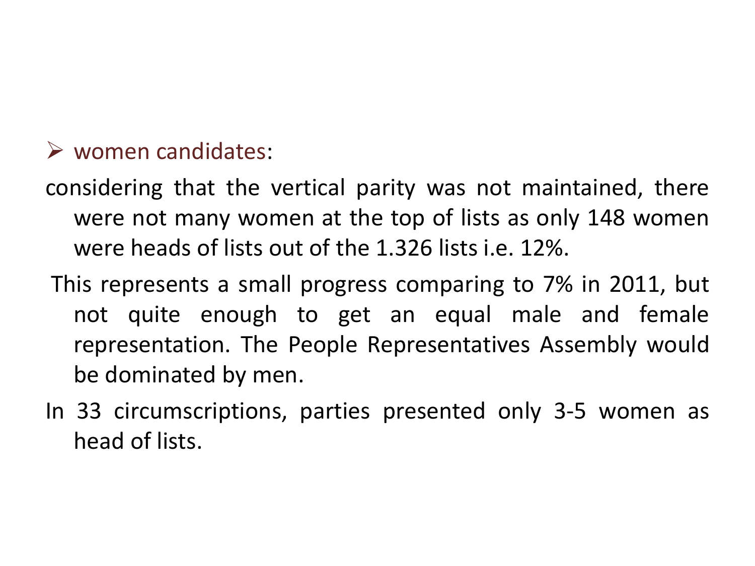- women candidates:

considering that the vertical parity was not maintained, there were not many women at the top of lists as only 148 women were heads of lists out of the 1.326 lists i.e. 12%.

This represents a small progress comparing to 7% in 2011, but not quite enough to get an equal male and female representation. The People Representatives Assembly would be dominated by men.

In 33 circumscriptions, parties presented only 3-5 women as head of lists.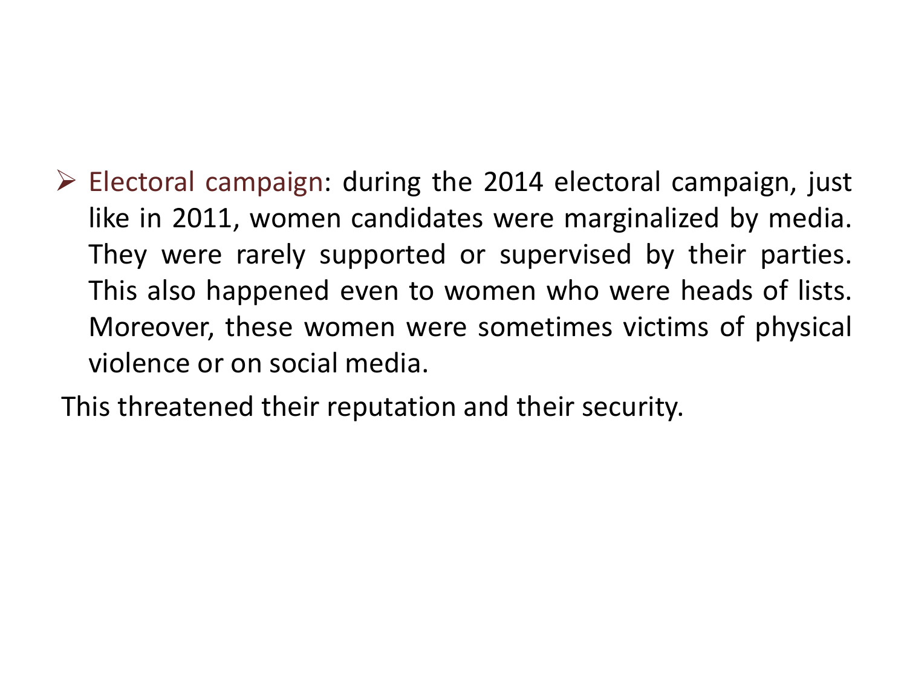- Electoral campaign: during the 2014 electoral campaign, just like in 2011, women candidates were marginalized by media. They were rarely supported or supervised by their parties. This also happened even to women who were heads of lists. Moreover, these women were sometimes victims of physical violence or on social media.

This threatened their reputation and their security.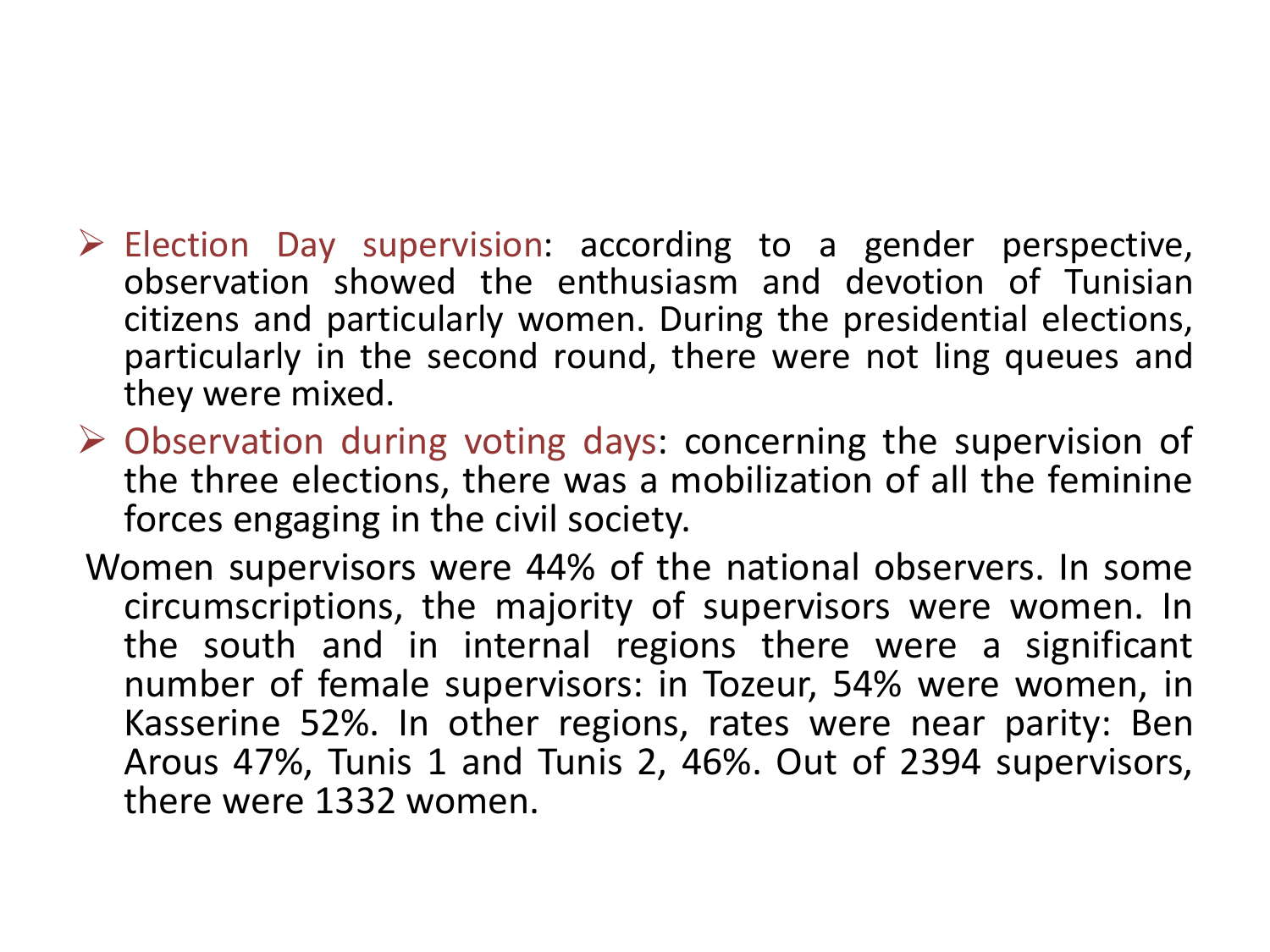- **Election Day supervision**: according to a gender perspective, observation showed the enthusiasm and devotion of Tunisian citizens and particularly women. During the presidential elections, particularly in the second round, there were not ling queues and they were mixed.
- **Observation during voting days**: concerning the supervision of the three elections, there was a mobilization of all the feminine forces engaging in the civil society.

Women supervisors were 44% of the national observers. In some circumscriptions, the majority of supervisors were women. In the south and in internal regions there were a significant number of female supervisors: in Tozeur, 54% were women, in Kasserine 52%. In other regions, rates were near parity: Ben Arous 47%, Tunis 1 and Tunis 2, 46%. Out of 2394 supervisors, there were 1332 women.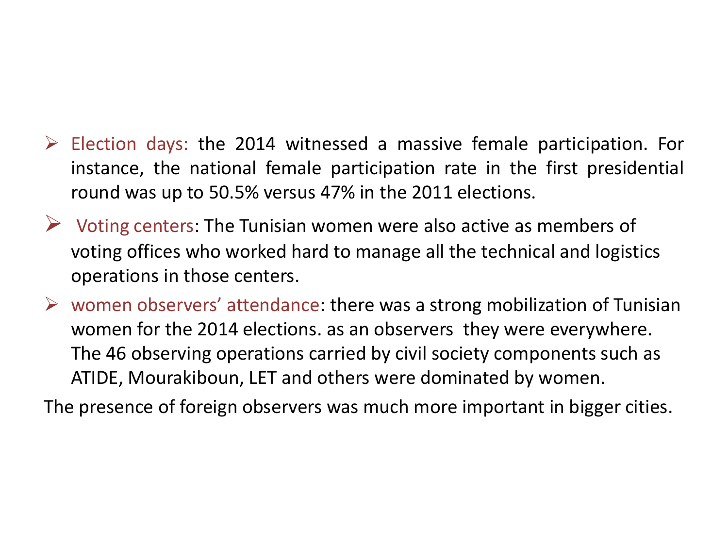- Election days: the 2014 witnessed a massive female participation. For instance, the national female participation rate in the first presidential round was up to 50.5% versus 47% in the 2011 elections.
- Voting centers: The Tunisian women were also active as members of voting offices who worked hard to manage all the technical and logistics operations in those centers.
- women observers' attendance: there was a strong mobilization of Tunisian women for the 2014 elections. as an observers they were everywhere. The 46 observing operations carried by civil society components such as ATIDE, Mourakiboun, LET and others were dominated by women.

The presence of foreign observers was much more important in bigger cities.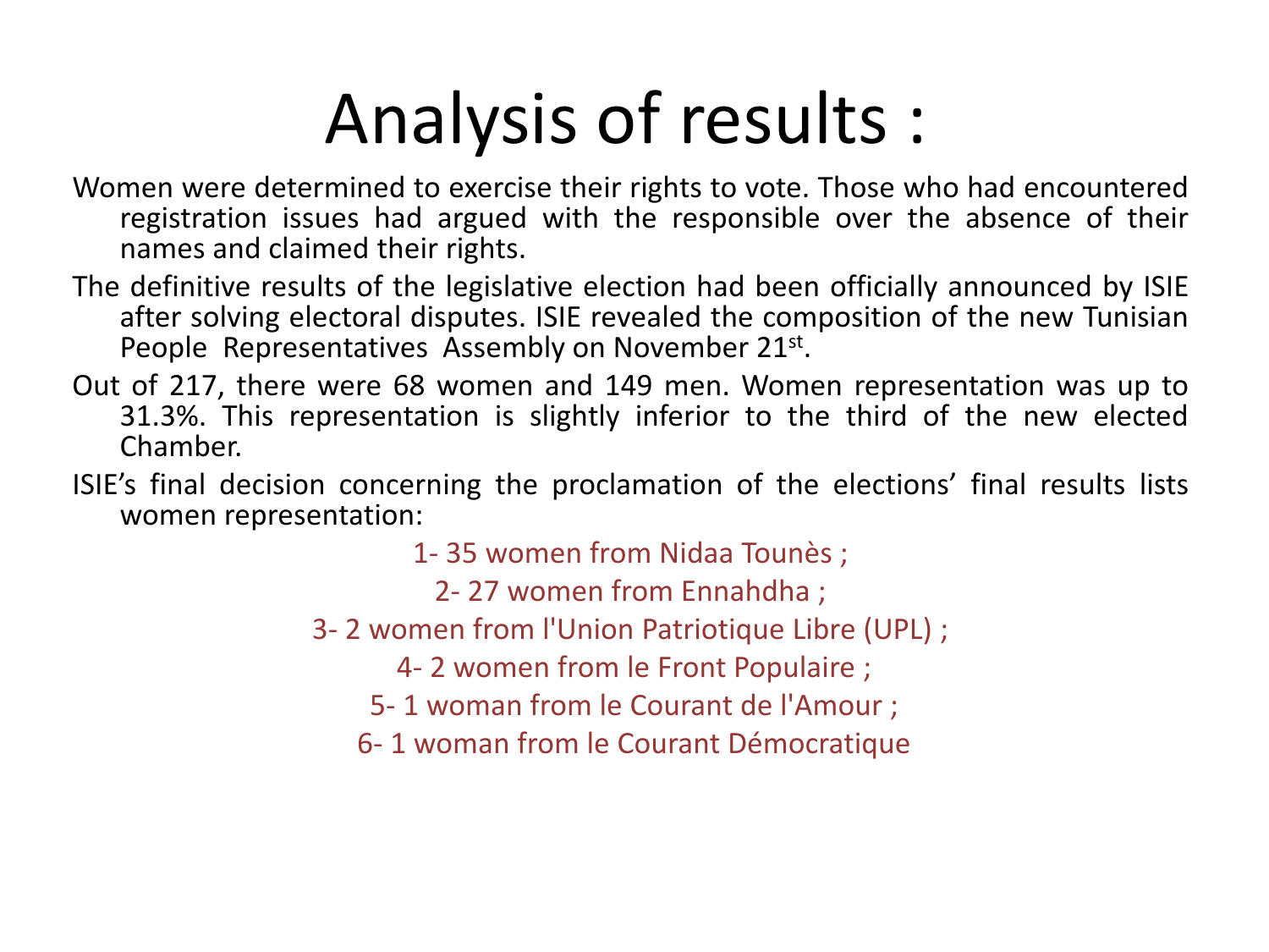# Analysis of results :

Women were determined to exercise their rights to vote. Those who had encountered registration issues had argued with the responsible over the absence of their names and claimed their rights.

The definitive results of the legislative election had been officially announced by ISIE after solving electoral disputes. ISIE revealed the composition of the new Tunisian People Representatives Assembly on November 21st.

Out of 217, there were 68 women and 149 men. Women representation was up to 31.3%. This representation is slightly inferior to the third of the new elected Chamber.

ISIE's final decision concerning the proclamation of the elections' final results lists women representation:

1- 35 women from Nidaa Tounès ;

2- 27 women from Ennahdha ;

3- 2 women from l'Union Patriotique Libre (UPL) ;

4- 2 women from le Front Populaire ;

5- 1 woman from le Courant de l'Amour ;

6- 1 woman from le Courant Démocratique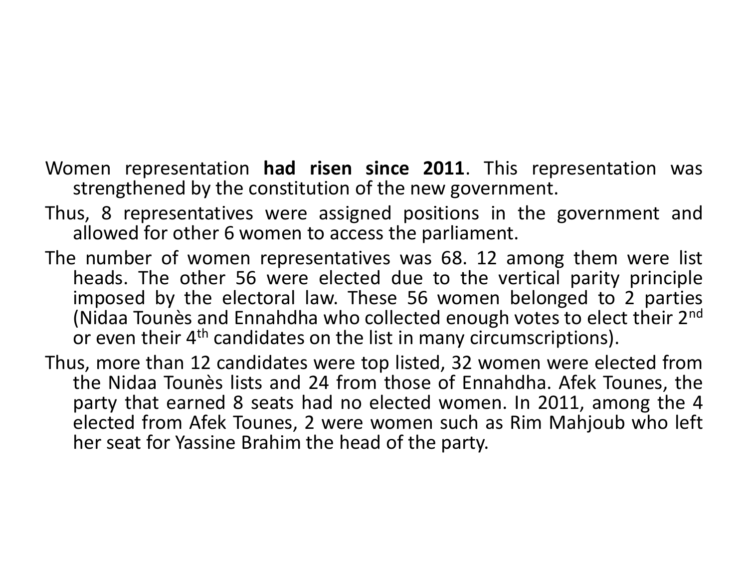Women representation **had risen since 2011**. This representation was strengthened by the constitution of the new government.

Thus, 8 representatives were assigned positions in the government and allowed for other 6 women to access the parliament.

The number of women representatives was 68. 12 among them were list heads. The other 56 were elected due to the vertical parity principle imposed by the electoral law. These 56 women belonged to 2 parties (Nidaa Tounès and Ennahdha who collected enough votes to elect their 2nd or even their 4th candidates on the list in many circumscriptions).

Thus, more than 12 candidates were top listed, 32 women were elected from the Nidaa Tounès lists and 24 from those of Ennahdha. Afek Tounes, the party that earned 8 seats had no elected women. In 2011, among the 4 elected from Afek Tounes, 2 were women such as Rim Mahjoub who left her seat for Yassine Brahim the head of the party.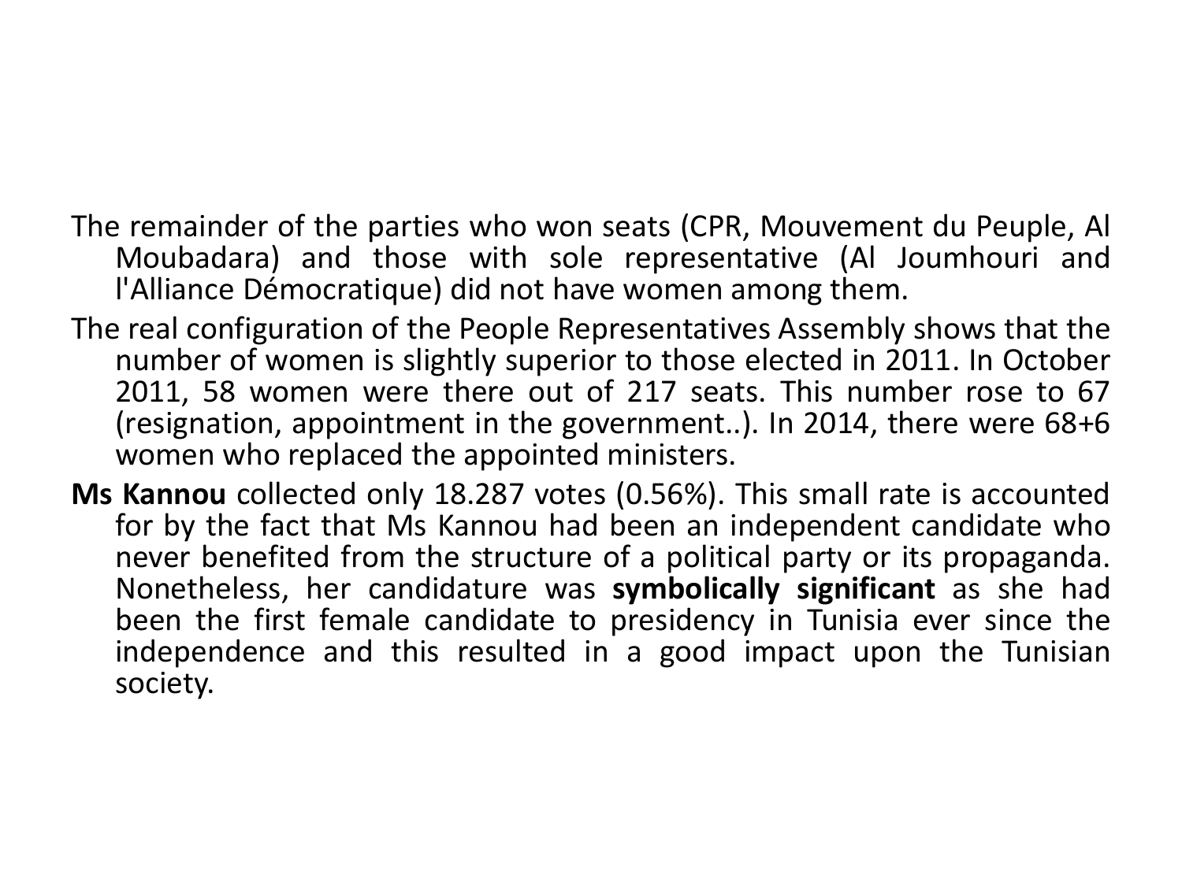The remainder of the parties who won seats (CPR, Mouvement du Peuple, Al Moubadara) and those with sole representative (Al Joumhouri and l'Alliance Démocratique) did not have women among them.

The real configuration of the People Representatives Assembly shows that the number of women is slightly superior to those elected in 2011. In October 2011, 58 women were there out of 217 seats. This number rose to 67 (resignation, appointment in the government..). In 2014, there were 68+6 women who replaced the appointed ministers.

**Ms Kannou** collected only 18.287 votes (0.56%). This small rate is accounted for by the fact that Ms Kannou had been an independent candidate who never benefited from the structure of a political party or its propaganda. Nonetheless, her candidature was **symbolically significant** as she had been the first female candidate to presidency in Tunisia ever since the independence and this resulted in a good impact upon the Tunisian society.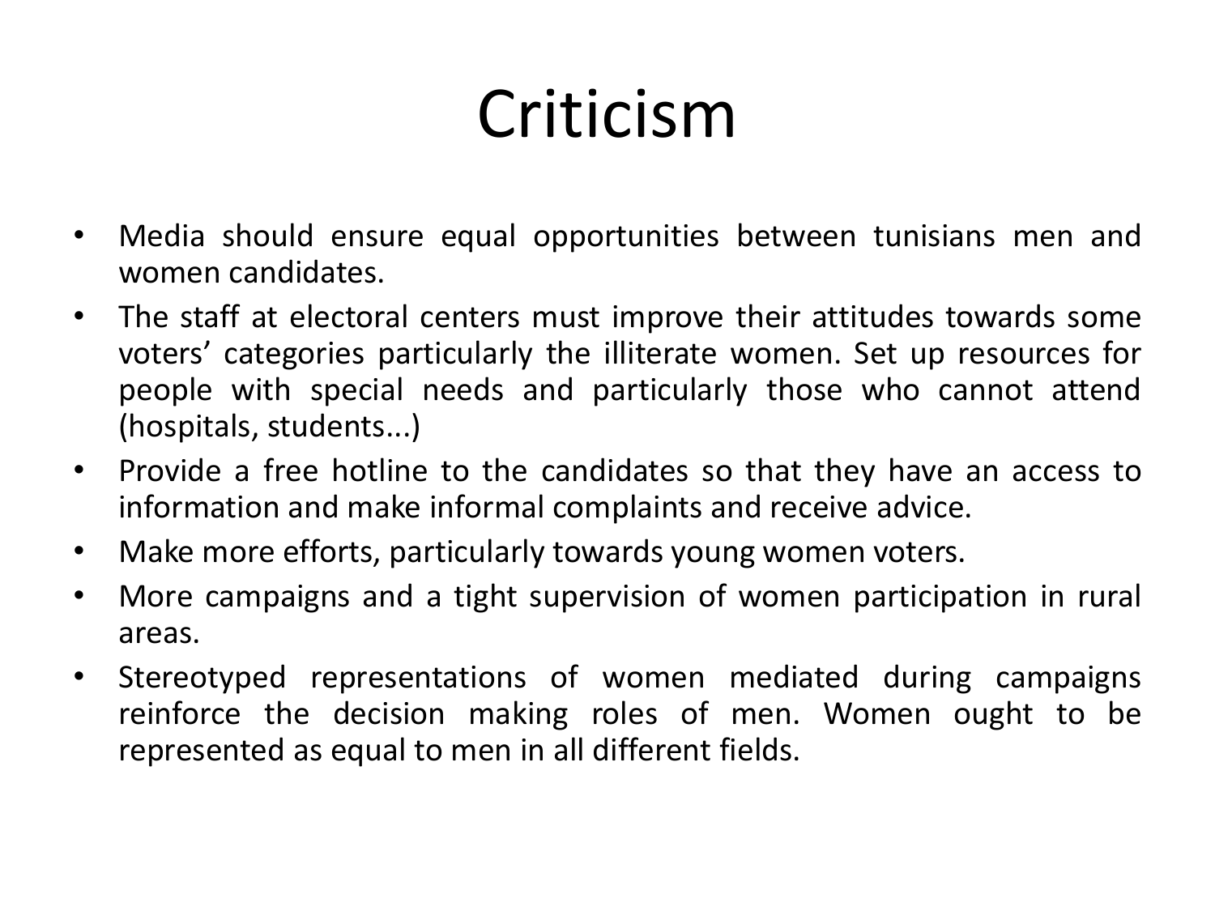# Criticism

- Media should ensure equal opportunities between tunisians men and women candidates.
- The staff at electoral centers must improve their attitudes towards some voters' categories particularly the illiterate women. Set up resources for people with special needs and particularly those who cannot attend (hospitals, students...)
- Provide a free hotline to the candidates so that they have an access to information and make informal complaints and receive advice.
- Make more efforts, particularly towards young women voters.
- More campaigns and a tight supervision of women participation in rural areas.
- Stereotyped representations of women mediated during campaigns reinforce the decision making roles of men. Women ought to be represented as equal to men in all different fields.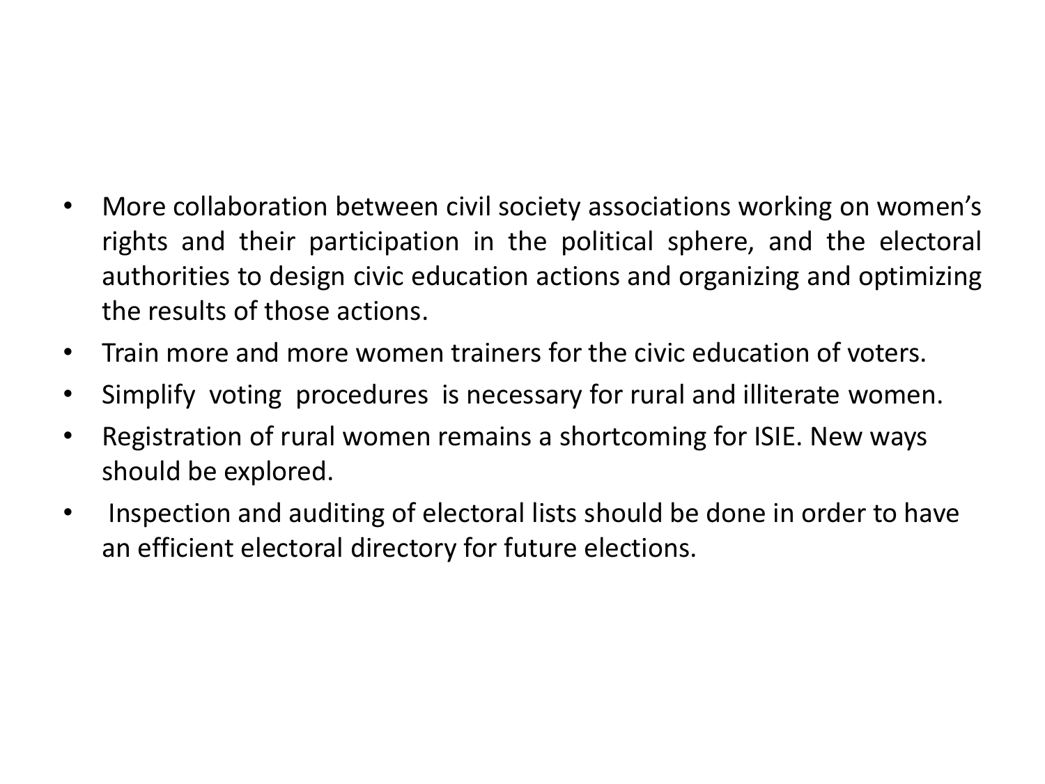- More collaboration between civil society associations working on women's rights and their participation in the political sphere, and the electoral authorities to design civic education actions and organizing and optimizing the results of those actions.
- Train more and more women trainers for the civic education of voters.
- Simplify voting procedures is necessary for rural and illiterate women.
- Registration of rural women remains a shortcoming for ISIE. New ways should be explored.
- Inspection and auditing of electoral lists should be done in order to have an efficient electoral directory for future elections.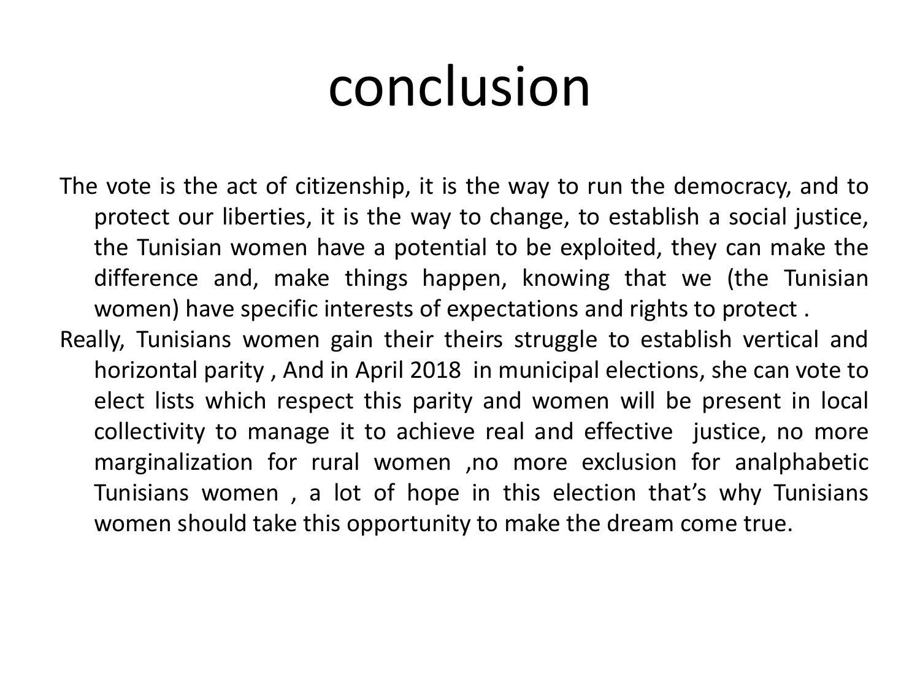# conclusion

The vote is the act of citizenship, it is the way to run the democracy, and to protect our liberties, it is the way to change, to establish a social justice, the Tunisian women have a potential to be exploited, they can make the difference and, make things happen, knowing that we (the Tunisian women) have specific interests of expectations and rights to protect .

Really, Tunisians women gain their theirs struggle to establish vertical and horizontal parity , And in April 2018 in municipal elections, she can vote to elect lists which respect this parity and women will be present in local collectivity to manage it to achieve real and effective justice, no more marginalization for rural women ,no more exclusion for analphabetic Tunisians women , a lot of hope in this election that's why Tunisians women should take this opportunity to make the dream come true.